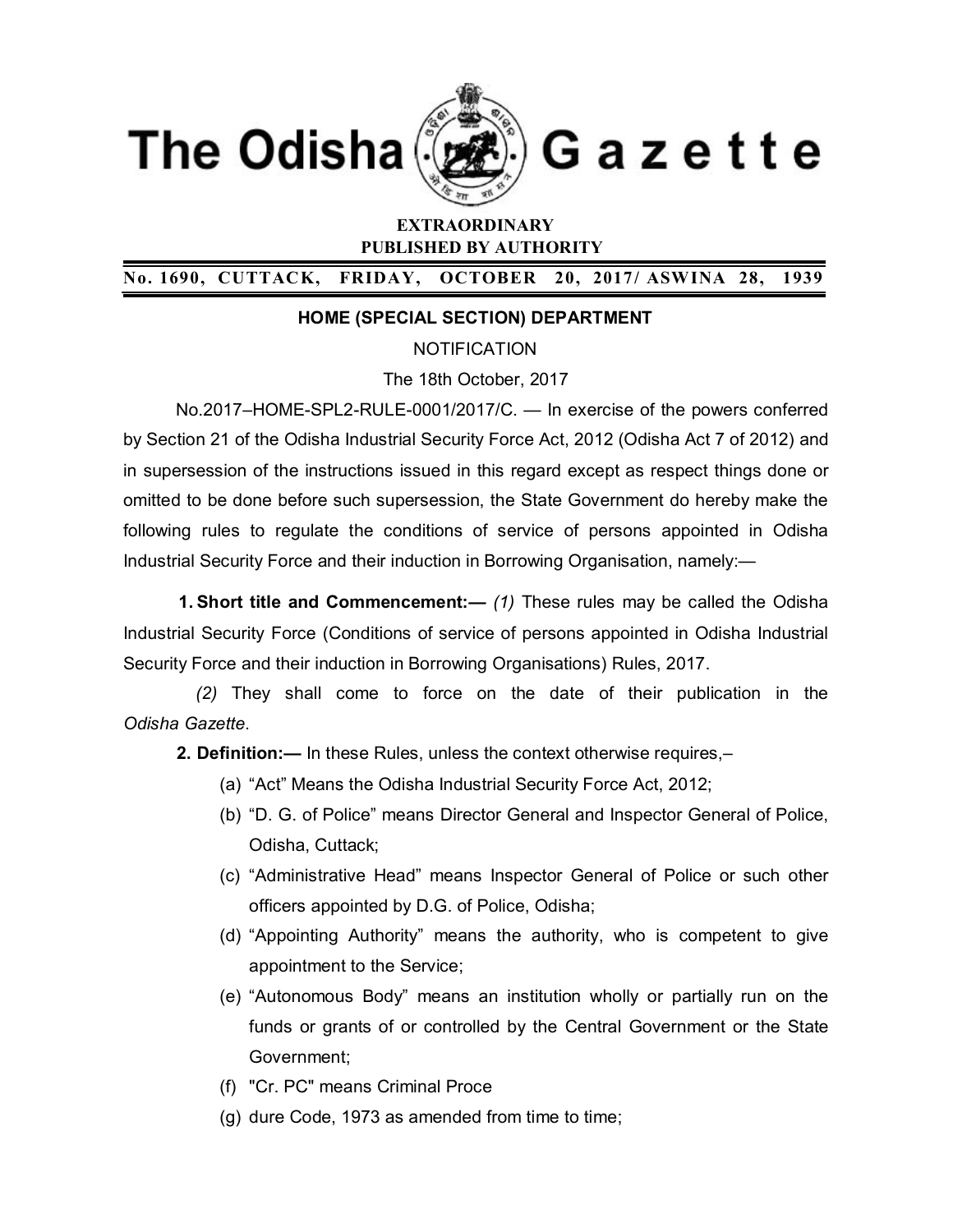# The Odisha Gazette

**EXTRAORDINARY**
**PUBLISHED BY AUTHORITY**

**No. 1690, CUTTACK, FRIDAY, OCTOBER 20, 2017/ ASWINA 28, 1939**

**HOME (SPECIAL SECTION) DEPARTMENT**

NOTIFICATION

The 18th October, 2017

No.2017–HOME-SPL2-RULE-0001/2017/C. — In exercise of the powers conferred by Section 21 of the Odisha Industrial Security Force Act, 2012 (Odisha Act 7 of 2012) and in supersession of the instructions issued in this regard except as respect things done or omitted to be done before such supersession, the State Government do hereby make the following rules to regulate the conditions of service of persons appointed in Odisha Industrial Security Force and their induction in Borrowing Organisation, namely:—

**1. Short title and Commencement:—** *(1)* These rules may be called the Odisha Industrial Security Force (Conditions of service of persons appointed in Odisha Industrial Security Force and their induction in Borrowing Organisations) Rules, 2017.

*(2)* They shall come to force on the date of their publication in the *Odisha Gazette*.

**2. Definition:—** In these Rules, unless the context otherwise requires,–

(a) "Act" Means the Odisha Industrial Security Force Act, 2012;

(b) "D. G. of Police" means Director General and Inspector General of Police, Odisha, Cuttack;

(c) "Administrative Head" means Inspector General of Police or such other officers appointed by D.G. of Police, Odisha;

(d) "Appointing Authority" means the authority, who is competent to give appointment to the Service;

(e) "Autonomous Body" means an institution wholly or partially run on the funds or grants of or controlled by the Central Government or the State Government;

(f) "Cr. PC" means Criminal Proce

(g) dure Code, 1973 as amended from time to time;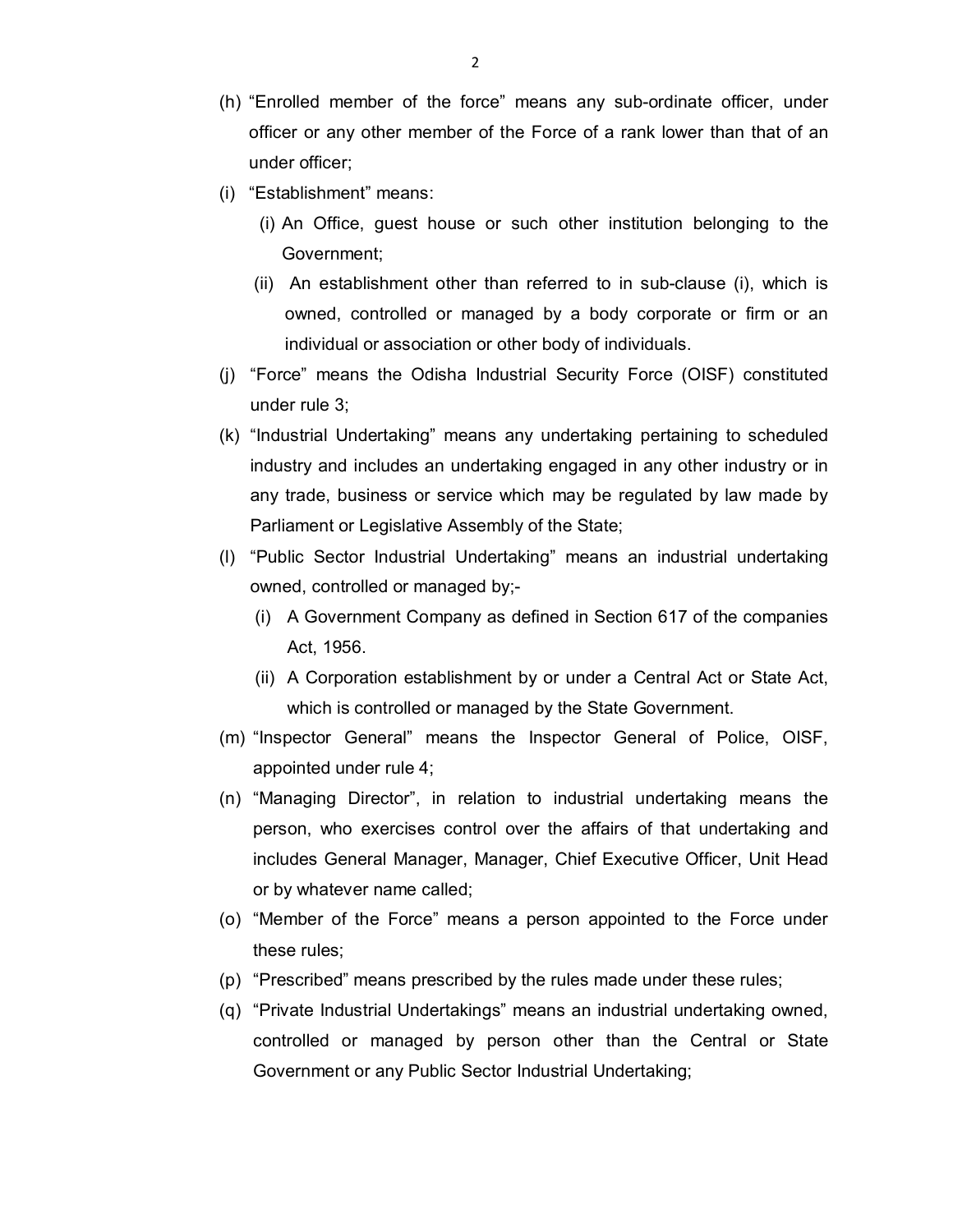(h) "Enrolled member of the force" means any sub-ordinate officer, under officer or any other member of the Force of a rank lower than that of an under officer;

(i) "Establishment" means:

   (i) An Office, guest house or such other institution belonging to the Government;

   (ii) An establishment other than referred to in sub-clause (i), which is owned, controlled or managed by a body corporate or firm or an individual or association or other body of individuals.

(j) "Force" means the Odisha Industrial Security Force (OISF) constituted under rule 3;

(k) "Industrial Undertaking" means any undertaking pertaining to scheduled industry and includes an undertaking engaged in any other industry or in any trade, business or service which may be regulated by law made by Parliament or Legislative Assembly of the State;

(l) "Public Sector Industrial Undertaking" means an industrial undertaking owned, controlled or managed by;-

   (i) A Government Company as defined in Section 617 of the companies Act, 1956.

   (ii) A Corporation establishment by or under a Central Act or State Act, which is controlled or managed by the State Government.

(m) "Inspector General" means the Inspector General of Police, OISF, appointed under rule 4;

(n) "Managing Director", in relation to industrial undertaking means the person, who exercises control over the affairs of that undertaking and includes General Manager, Manager, Chief Executive Officer, Unit Head or by whatever name called;

(o) "Member of the Force" means a person appointed to the Force under these rules;

(p) "Prescribed" means prescribed by the rules made under these rules;

(q) "Private Industrial Undertakings" means an industrial undertaking owned, controlled or managed by person other than the Central or State Government or any Public Sector Industrial Undertaking;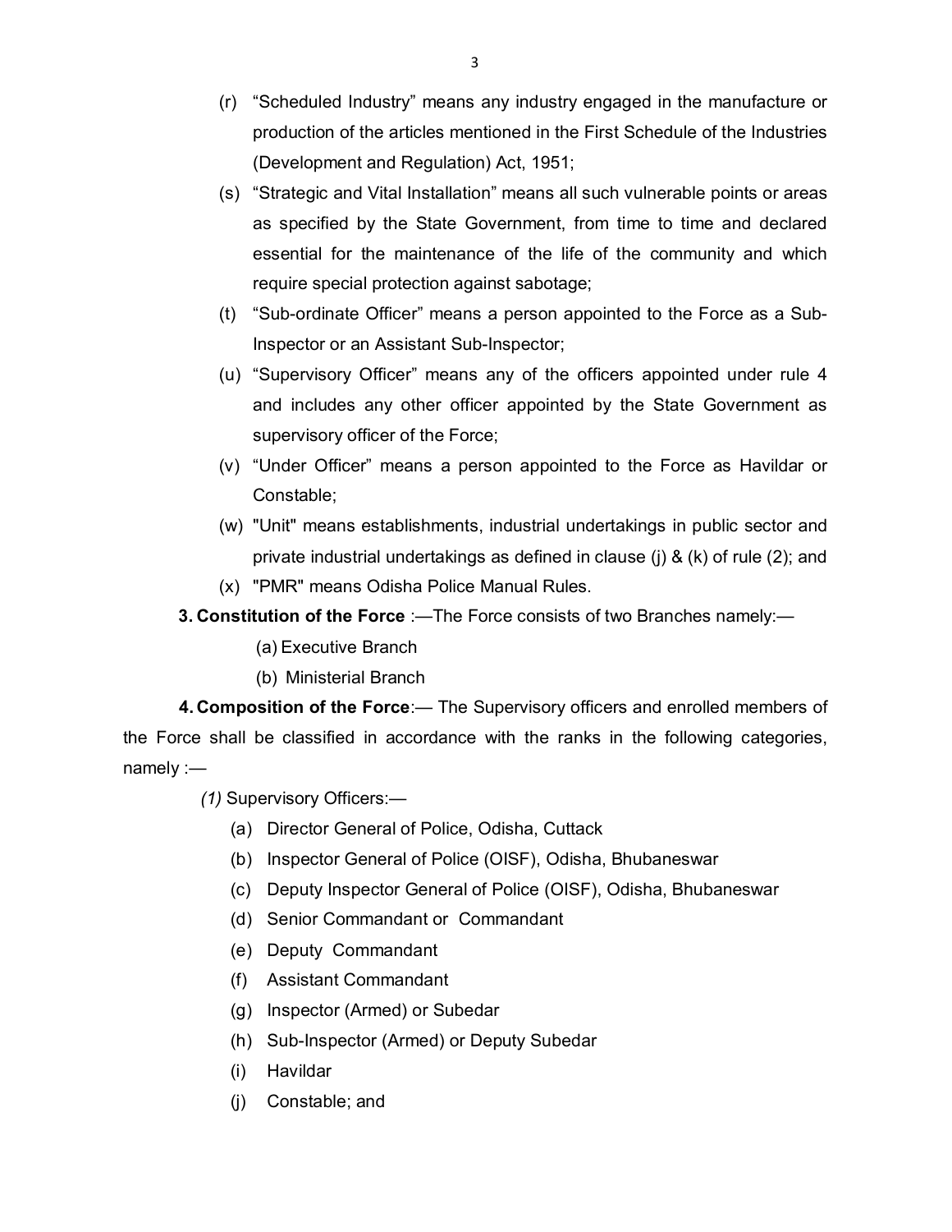(r) "Scheduled Industry" means any industry engaged in the manufacture or production of the articles mentioned in the First Schedule of the Industries (Development and Regulation) Act, 1951;

(s) "Strategic and Vital Installation" means all such vulnerable points or areas as specified by the State Government, from time to time and declared essential for the maintenance of the life of the community and which require special protection against sabotage;

(t) "Sub-ordinate Officer" means a person appointed to the Force as a Sub-Inspector or an Assistant Sub-Inspector;

(u) "Supervisory Officer" means any of the officers appointed under rule 4 and includes any other officer appointed by the State Government as supervisory officer of the Force;

(v) "Under Officer" means a person appointed to the Force as Havildar or Constable;

(w) "Unit" means establishments, industrial undertakings in public sector and private industrial undertakings as defined in clause (j) & (k) of rule (2); and

(x) "PMR" means Odisha Police Manual Rules.

**3. Constitution of the Force** :—The Force consists of two Branches namely:—

(a) Executive Branch

(b) Ministerial Branch

**4. Composition of the Force**:— The Supervisory officers and enrolled members of the Force shall be classified in accordance with the ranks in the following categories, namely :—

*(1)* Supervisory Officers:—

(a) Director General of Police, Odisha, Cuttack

(b) Inspector General of Police (OISF), Odisha, Bhubaneswar

(c) Deputy Inspector General of Police (OISF), Odisha, Bhubaneswar

(d) Senior Commandant or Commandant

(e) Deputy Commandant

(f) Assistant Commandant

(g) Inspector (Armed) or Subedar

(h) Sub-Inspector (Armed) or Deputy Subedar

(i) Havildar

(j) Constable; and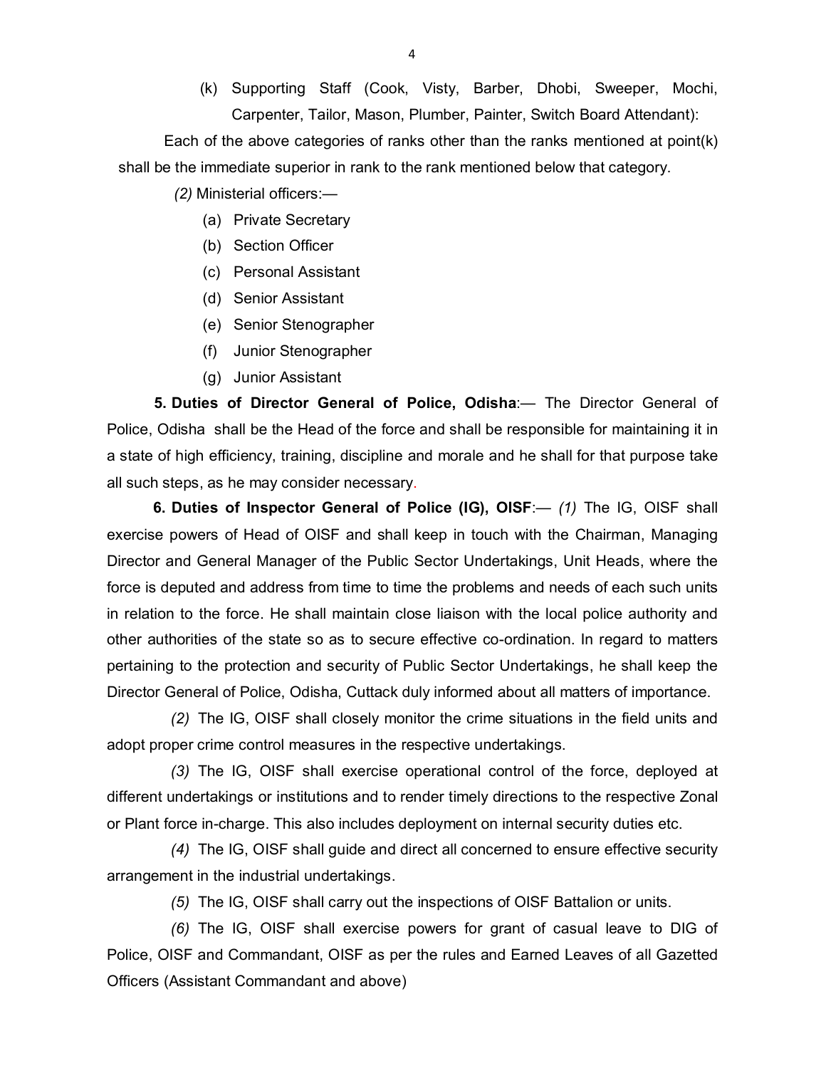(k) Supporting Staff (Cook, Visty, Barber, Dhobi, Sweeper, Mochi, Carpenter, Tailor, Mason, Plumber, Painter, Switch Board Attendant):

Each of the above categories of ranks other than the ranks mentioned at point(k) shall be the immediate superior in rank to the rank mentioned below that category.

*(2)* Ministerial officers:—

(a) Private Secretary

(b) Section Officer

(c) Personal Assistant

(d) Senior Assistant

(e) Senior Stenographer

(f) Junior Stenographer

(g) Junior Assistant

**5. Duties of Director General of Police, Odisha**:— The Director General of Police, Odisha shall be the Head of the force and shall be responsible for maintaining it in a state of high efficiency, training, discipline and morale and he shall for that purpose take all such steps, as he may consider necessary.

**6. Duties of Inspector General of Police (IG), OISF**:— *(1)* The IG, OISF shall exercise powers of Head of OISF and shall keep in touch with the Chairman, Managing Director and General Manager of the Public Sector Undertakings, Unit Heads, where the force is deputed and address from time to time the problems and needs of each such units in relation to the force. He shall maintain close liaison with the local police authority and other authorities of the state so as to secure effective co-ordination. In regard to matters pertaining to the protection and security of Public Sector Undertakings, he shall keep the Director General of Police, Odisha, Cuttack duly informed about all matters of importance.

*(2)* The IG, OISF shall closely monitor the crime situations in the field units and adopt proper crime control measures in the respective undertakings.

*(3)* The IG, OISF shall exercise operational control of the force, deployed at different undertakings or institutions and to render timely directions to the respective Zonal or Plant force in-charge. This also includes deployment on internal security duties etc.

*(4)* The IG, OISF shall guide and direct all concerned to ensure effective security arrangement in the industrial undertakings.

*(5)* The IG, OISF shall carry out the inspections of OISF Battalion or units.

*(6)* The IG, OISF shall exercise powers for grant of casual leave to DIG of Police, OISF and Commandant, OISF as per the rules and Earned Leaves of all Gazetted Officers (Assistant Commandant and above)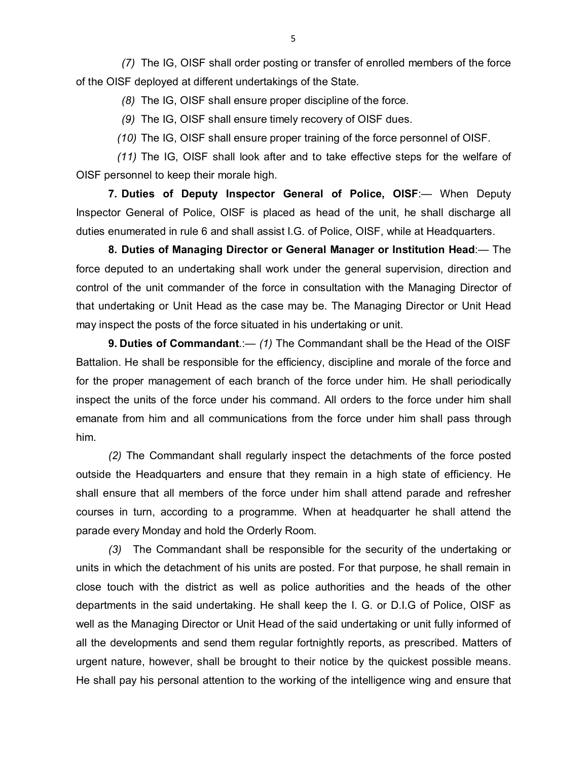*(7)* The IG, OISF shall order posting or transfer of enrolled members of the force of the OISF deployed at different undertakings of the State.

*(8)* The IG, OISF shall ensure proper discipline of the force.

*(9)* The IG, OISF shall ensure timely recovery of OISF dues.

*(10)* The IG, OISF shall ensure proper training of the force personnel of OISF.

*(11)* The IG, OISF shall look after and to take effective steps for the welfare of OISF personnel to keep their morale high.

**7. Duties of Deputy Inspector General of Police, OISF**:— When Deputy Inspector General of Police, OISF is placed as head of the unit, he shall discharge all duties enumerated in rule 6 and shall assist I.G. of Police, OISF, while at Headquarters.

**8. Duties of Managing Director or General Manager or Institution Head**:— The force deputed to an undertaking shall work under the general supervision, direction and control of the unit commander of the force in consultation with the Managing Director of that undertaking or Unit Head as the case may be. The Managing Director or Unit Head may inspect the posts of the force situated in his undertaking or unit.

**9. Duties of Commandant**.:— *(1)* The Commandant shall be the Head of the OISF Battalion. He shall be responsible for the efficiency, discipline and morale of the force and for the proper management of each branch of the force under him. He shall periodically inspect the units of the force under his command. All orders to the force under him shall emanate from him and all communications from the force under him shall pass through him.

*(2)* The Commandant shall regularly inspect the detachments of the force posted outside the Headquarters and ensure that they remain in a high state of efficiency. He shall ensure that all members of the force under him shall attend parade and refresher courses in turn, according to a programme. When at headquarter he shall attend the parade every Monday and hold the Orderly Room.

*(3)* The Commandant shall be responsible for the security of the undertaking or units in which the detachment of his units are posted. For that purpose, he shall remain in close touch with the district as well as police authorities and the heads of the other departments in the said undertaking. He shall keep the I. G. or D.I.G of Police, OISF as well as the Managing Director or Unit Head of the said undertaking or unit fully informed of all the developments and send them regular fortnightly reports, as prescribed. Matters of urgent nature, however, shall be brought to their notice by the quickest possible means. He shall pay his personal attention to the working of the intelligence wing and ensure that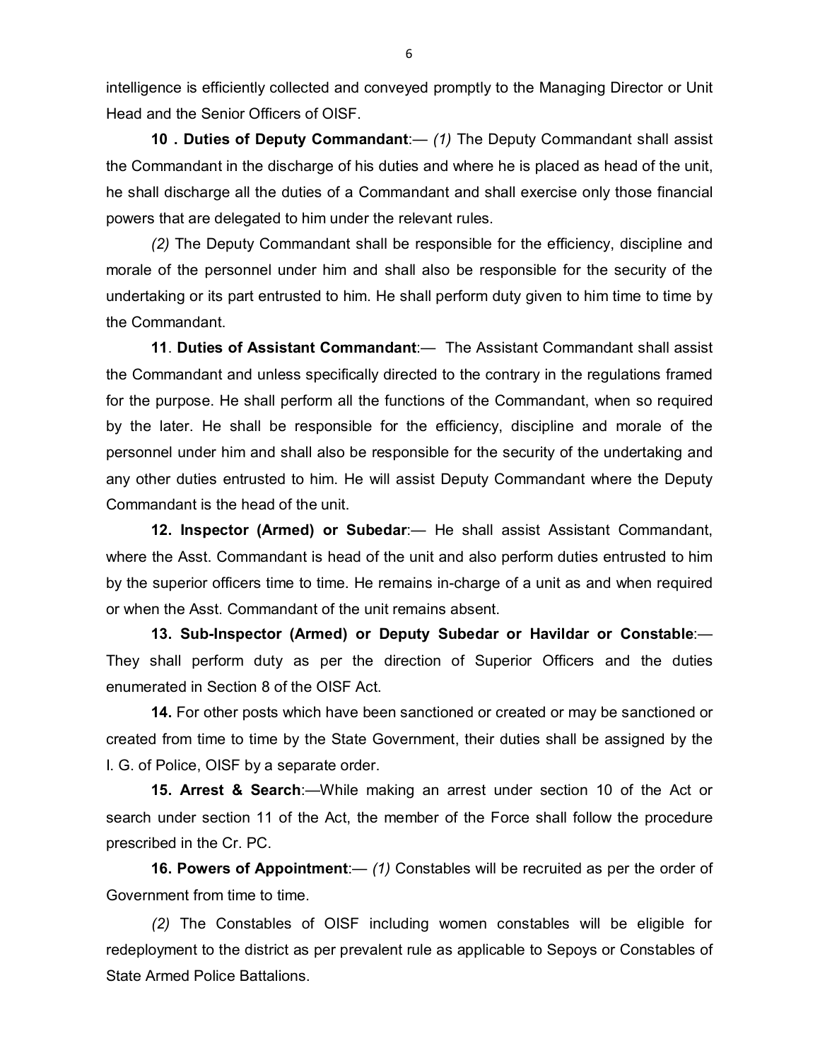intelligence is efficiently collected and conveyed promptly to the Managing Director or Unit Head and the Senior Officers of OISF.

**10 . Duties of Deputy Commandant**:— *(1)* The Deputy Commandant shall assist the Commandant in the discharge of his duties and where he is placed as head of the unit, he shall discharge all the duties of a Commandant and shall exercise only those financial powers that are delegated to him under the relevant rules.

*(2)* The Deputy Commandant shall be responsible for the efficiency, discipline and morale of the personnel under him and shall also be responsible for the security of the undertaking or its part entrusted to him. He shall perform duty given to him time to time by the Commandant.

**11**. **Duties of Assistant Commandant**:— The Assistant Commandant shall assist the Commandant and unless specifically directed to the contrary in the regulations framed for the purpose. He shall perform all the functions of the Commandant, when so required by the later. He shall be responsible for the efficiency, discipline and morale of the personnel under him and shall also be responsible for the security of the undertaking and any other duties entrusted to him. He will assist Deputy Commandant where the Deputy Commandant is the head of the unit.

**12. Inspector (Armed) or Subedar**:— He shall assist Assistant Commandant, where the Asst. Commandant is head of the unit and also perform duties entrusted to him by the superior officers time to time. He remains in-charge of a unit as and when required or when the Asst. Commandant of the unit remains absent.

**13. Sub-Inspector (Armed) or Deputy Subedar or Havildar or Constable**:— They shall perform duty as per the direction of Superior Officers and the duties enumerated in Section 8 of the OISF Act.

**14.** For other posts which have been sanctioned or created or may be sanctioned or created from time to time by the State Government, their duties shall be assigned by the I. G. of Police, OISF by a separate order.

**15. Arrest & Search**:—While making an arrest under section 10 of the Act or search under section 11 of the Act, the member of the Force shall follow the procedure prescribed in the Cr. PC.

**16. Powers of Appointment**:— *(1)* Constables will be recruited as per the order of Government from time to time.

*(2)* The Constables of OISF including women constables will be eligible for redeployment to the district as per prevalent rule as applicable to Sepoys or Constables of State Armed Police Battalions.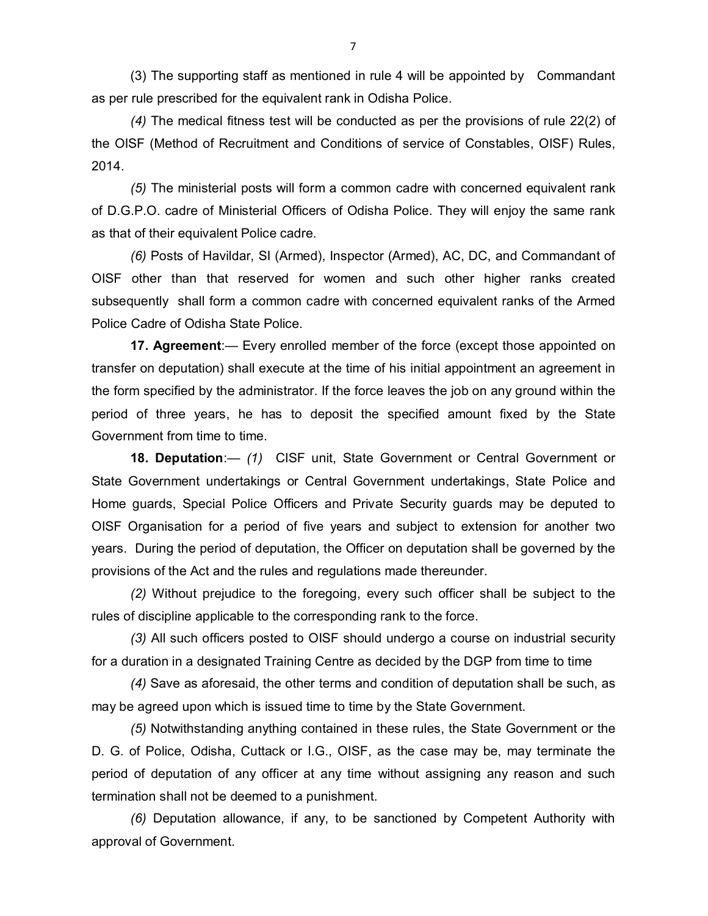(3) The supporting staff as mentioned in rule 4 will be appointed by Commandant as per rule prescribed for the equivalent rank in Odisha Police.

*(4)* The medical fitness test will be conducted as per the provisions of rule 22(2) of the OISF (Method of Recruitment and Conditions of service of Constables, OISF) Rules, 2014.

*(5)* The ministerial posts will form a common cadre with concerned equivalent rank of D.G.P.O. cadre of Ministerial Officers of Odisha Police. They will enjoy the same rank as that of their equivalent Police cadre.

*(6)* Posts of Havildar, SI (Armed), Inspector (Armed), AC, DC, and Commandant of OISF other than that reserved for women and such other higher ranks created subsequently shall form a common cadre with concerned equivalent ranks of the Armed Police Cadre of Odisha State Police.

**17. Agreement**:— Every enrolled member of the force (except those appointed on transfer on deputation) shall execute at the time of his initial appointment an agreement in the form specified by the administrator. If the force leaves the job on any ground within the period of three years, he has to deposit the specified amount fixed by the State Government from time to time.

**18. Deputation**:— *(1)* CISF unit, State Government or Central Government or State Government undertakings or Central Government undertakings, State Police and Home guards, Special Police Officers and Private Security guards may be deputed to OISF Organisation for a period of five years and subject to extension for another two years. During the period of deputation, the Officer on deputation shall be governed by the provisions of the Act and the rules and regulations made thereunder.

*(2)* Without prejudice to the foregoing, every such officer shall be subject to the rules of discipline applicable to the corresponding rank to the force.

*(3)* All such officers posted to OISF should undergo a course on industrial security for a duration in a designated Training Centre as decided by the DGP from time to time

*(4)* Save as aforesaid, the other terms and condition of deputation shall be such, as may be agreed upon which is issued time to time by the State Government.

*(5)* Notwithstanding anything contained in these rules, the State Government or the D. G. of Police, Odisha, Cuttack or I.G., OISF, as the case may be, may terminate the period of deputation of any officer at any time without assigning any reason and such termination shall not be deemed to a punishment.

*(6)* Deputation allowance, if any, to be sanctioned by Competent Authority with approval of Government.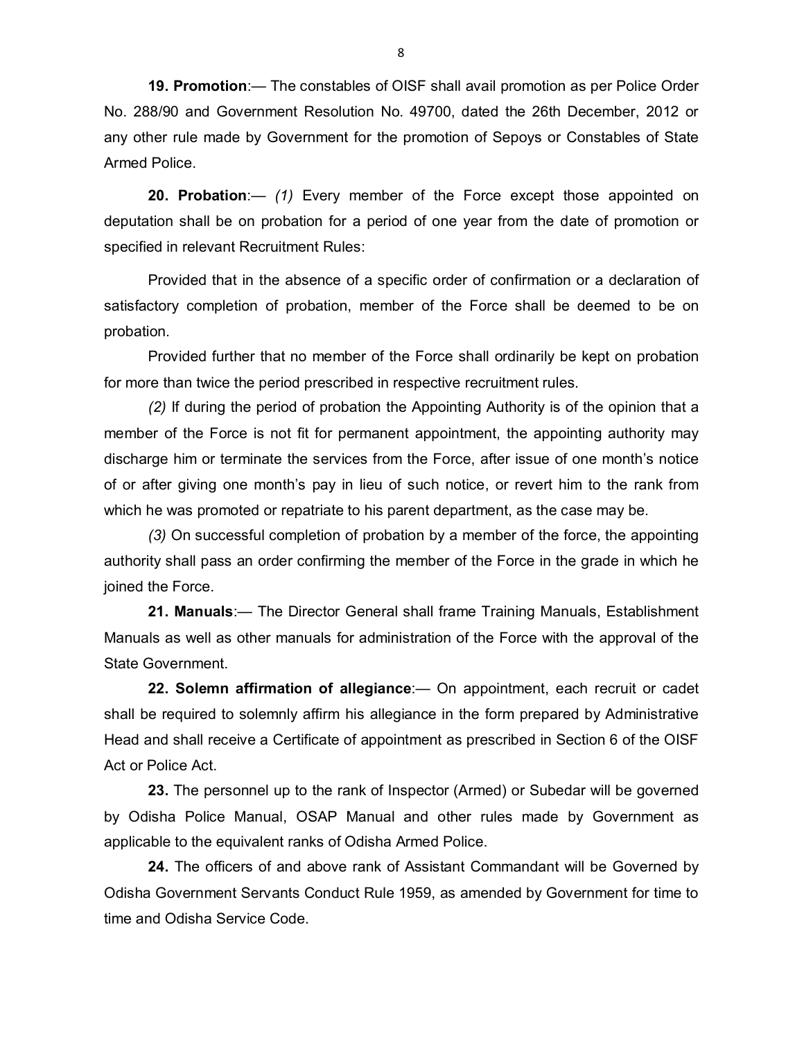**19. Promotion**:— The constables of OISF shall avail promotion as per Police Order No. 288/90 and Government Resolution No. 49700, dated the 26th December, 2012 or any other rule made by Government for the promotion of Sepoys or Constables of State Armed Police.

**20. Probation**:— *(1)* Every member of the Force except those appointed on deputation shall be on probation for a period of one year from the date of promotion or specified in relevant Recruitment Rules:

Provided that in the absence of a specific order of confirmation or a declaration of satisfactory completion of probation, member of the Force shall be deemed to be on probation.

Provided further that no member of the Force shall ordinarily be kept on probation for more than twice the period prescribed in respective recruitment rules.

*(2)* If during the period of probation the Appointing Authority is of the opinion that a member of the Force is not fit for permanent appointment, the appointing authority may discharge him or terminate the services from the Force, after issue of one month's notice of or after giving one month's pay in lieu of such notice, or revert him to the rank from which he was promoted or repatriate to his parent department, as the case may be.

*(3)* On successful completion of probation by a member of the force, the appointing authority shall pass an order confirming the member of the Force in the grade in which he joined the Force.

**21. Manuals**:— The Director General shall frame Training Manuals, Establishment Manuals as well as other manuals for administration of the Force with the approval of the State Government.

**22. Solemn affirmation of allegiance**:— On appointment, each recruit or cadet shall be required to solemnly affirm his allegiance in the form prepared by Administrative Head and shall receive a Certificate of appointment as prescribed in Section 6 of the OISF Act or Police Act.

**23.** The personnel up to the rank of Inspector (Armed) or Subedar will be governed by Odisha Police Manual, OSAP Manual and other rules made by Government as applicable to the equivalent ranks of Odisha Armed Police.

**24.** The officers of and above rank of Assistant Commandant will be Governed by Odisha Government Servants Conduct Rule 1959, as amended by Government for time to time and Odisha Service Code.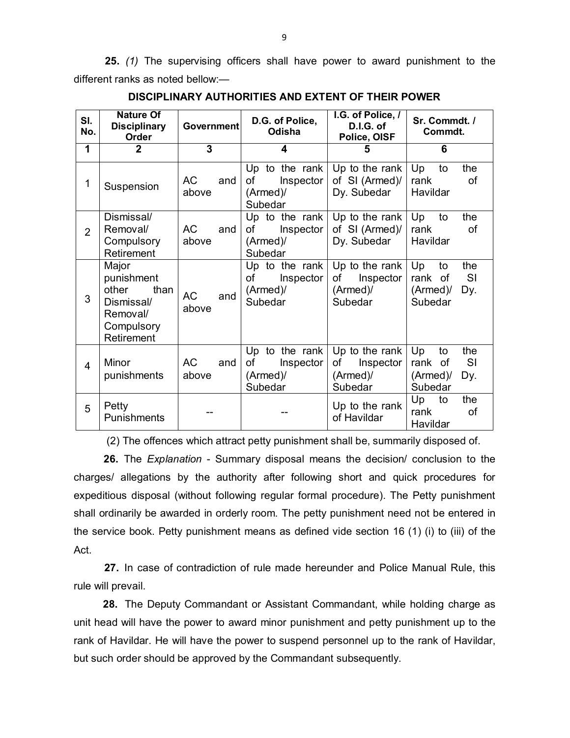**25.** *(1)* The supervising officers shall have power to award punishment to the different ranks as noted bellow:—

**DISCIPLINARY AUTHORITIES AND EXTENT OF THEIR POWER**

| Sl. No. | Nature Of Disciplinary Order | Government | D.G. of Police, Odisha | I.G. of Police, / D.I.G. of Police, OISF | Sr. Commdt. / Commdt. |
|---|---|---|---|---|---|
| 1 | 2 | 3 | 4 | 5 | 6 |
| 1 | Suspension | AC and above | Up to the rank of Inspector (Armed)/ Subedar | Up to the rank of SI (Armed)/ Dy. Subedar | Up to the rank of Havildar |
| 2 | Dismissal/ Removal/ Compulsory Retirement | AC and above | Up to the rank of Inspector (Armed)/ Subedar | Up to the rank of SI (Armed)/ Dy. Subedar | Up to the rank of Havildar |
| 3 | Major punishment other than Dismissal/ Removal/ Compulsory Retirement | AC and above | Up to the rank of Inspector (Armed)/ Subedar | Up to the rank of Inspector (Armed)/ Subedar | Up to the rank of SI (Armed)/ Dy. Subedar |
| 4 | Minor punishments | AC and above | Up to the rank of Inspector (Armed)/ Subedar | Up to the rank of Inspector (Armed)/ Subedar | Up to the rank of SI (Armed)/ Dy. Subedar |
| 5 | Petty Punishments | -- | -- | Up to the rank of Havildar | Up to the rank of Havildar |

(2) The offences which attract petty punishment shall be, summarily disposed of.

**26.** The *Explanation* - Summary disposal means the decision/ conclusion to the charges/ allegations by the authority after following short and quick procedures for expeditious disposal (without following regular formal procedure). The Petty punishment shall ordinarily be awarded in orderly room. The petty punishment need not be entered in the service book. Petty punishment means as defined vide section 16 (1) (i) to (iii) of the Act.

**27.** In case of contradiction of rule made hereunder and Police Manual Rule, this rule will prevail.

**28.** The Deputy Commandant or Assistant Commandant, while holding charge as unit head will have the power to award minor punishment and petty punishment up to the rank of Havildar. He will have the power to suspend personnel up to the rank of Havildar, but such order should be approved by the Commandant subsequently.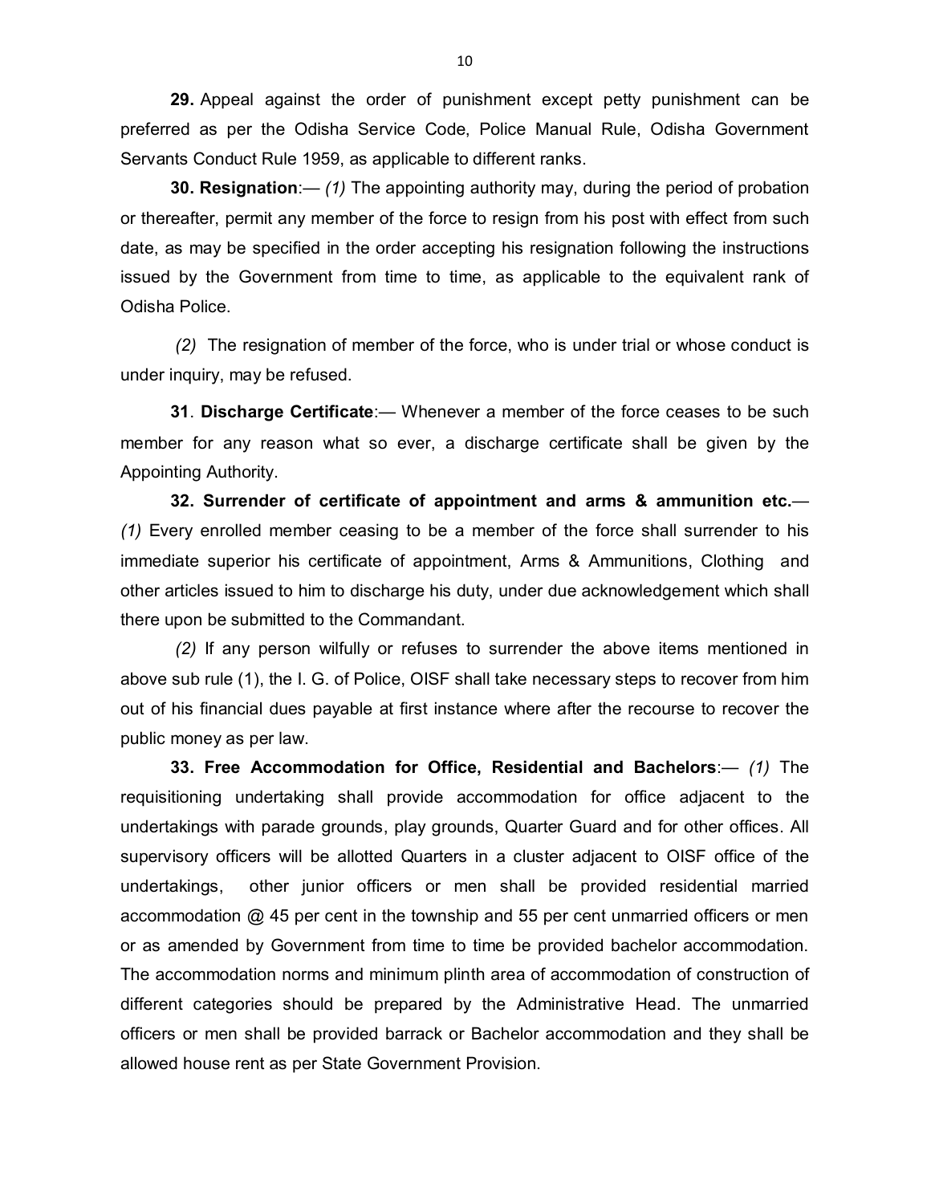**29.** Appeal against the order of punishment except petty punishment can be preferred as per the Odisha Service Code, Police Manual Rule, Odisha Government Servants Conduct Rule 1959, as applicable to different ranks.

**30. Resignation**:— *(1)* The appointing authority may, during the period of probation or thereafter, permit any member of the force to resign from his post with effect from such date, as may be specified in the order accepting his resignation following the instructions issued by the Government from time to time, as applicable to the equivalent rank of Odisha Police.

*(2)* The resignation of member of the force, who is under trial or whose conduct is under inquiry, may be refused.

**31**. **Discharge Certificate**:— Whenever a member of the force ceases to be such member for any reason what so ever, a discharge certificate shall be given by the Appointing Authority.

**32. Surrender of certificate of appointment and arms & ammunition etc.**— *(1)* Every enrolled member ceasing to be a member of the force shall surrender to his immediate superior his certificate of appointment, Arms & Ammunitions, Clothing and other articles issued to him to discharge his duty, under due acknowledgement which shall there upon be submitted to the Commandant.

*(2)* If any person wilfully or refuses to surrender the above items mentioned in above sub rule (1), the I. G. of Police, OISF shall take necessary steps to recover from him out of his financial dues payable at first instance where after the recourse to recover the public money as per law.

**33. Free Accommodation for Office, Residential and Bachelors**:— *(1)* The requisitioning undertaking shall provide accommodation for office adjacent to the undertakings with parade grounds, play grounds, Quarter Guard and for other offices. All supervisory officers will be allotted Quarters in a cluster adjacent to OISF office of the undertakings, other junior officers or men shall be provided residential married accommodation @ 45 per cent in the township and 55 per cent unmarried officers or men or as amended by Government from time to time be provided bachelor accommodation. The accommodation norms and minimum plinth area of accommodation of construction of different categories should be prepared by the Administrative Head. The unmarried officers or men shall be provided barrack or Bachelor accommodation and they shall be allowed house rent as per State Government Provision.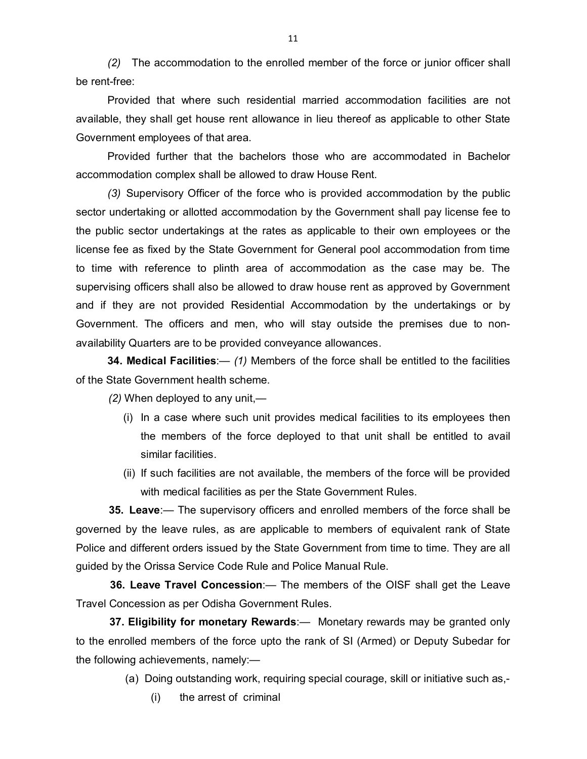*(2)* The accommodation to the enrolled member of the force or junior officer shall be rent-free:

Provided that where such residential married accommodation facilities are not available, they shall get house rent allowance in lieu thereof as applicable to other State Government employees of that area.

Provided further that the bachelors those who are accommodated in Bachelor accommodation complex shall be allowed to draw House Rent.

*(3)* Supervisory Officer of the force who is provided accommodation by the public sector undertaking or allotted accommodation by the Government shall pay license fee to the public sector undertakings at the rates as applicable to their own employees or the license fee as fixed by the State Government for General pool accommodation from time to time with reference to plinth area of accommodation as the case may be. The supervising officers shall also be allowed to draw house rent as approved by Government and if they are not provided Residential Accommodation by the undertakings or by Government. The officers and men, who will stay outside the premises due to non-availability Quarters are to be provided conveyance allowances.

**34. Medical Facilities**:— *(1)* Members of the force shall be entitled to the facilities of the State Government health scheme.

*(2)* When deployed to any unit,—

(i) In a case where such unit provides medical facilities to its employees then the members of the force deployed to that unit shall be entitled to avail similar facilities.

(ii) If such facilities are not available, the members of the force will be provided with medical facilities as per the State Government Rules.

**35. Leave**:— The supervisory officers and enrolled members of the force shall be governed by the leave rules, as are applicable to members of equivalent rank of State Police and different orders issued by the State Government from time to time. They are all guided by the Orissa Service Code Rule and Police Manual Rule.

**36. Leave Travel Concession**:— The members of the OISF shall get the Leave Travel Concession as per Odisha Government Rules.

**37. Eligibility for monetary Rewards**:— Monetary rewards may be granted only to the enrolled members of the force upto the rank of SI (Armed) or Deputy Subedar for the following achievements, namely:—

(a) Doing outstanding work, requiring special courage, skill or initiative such as,-

(i) the arrest of criminal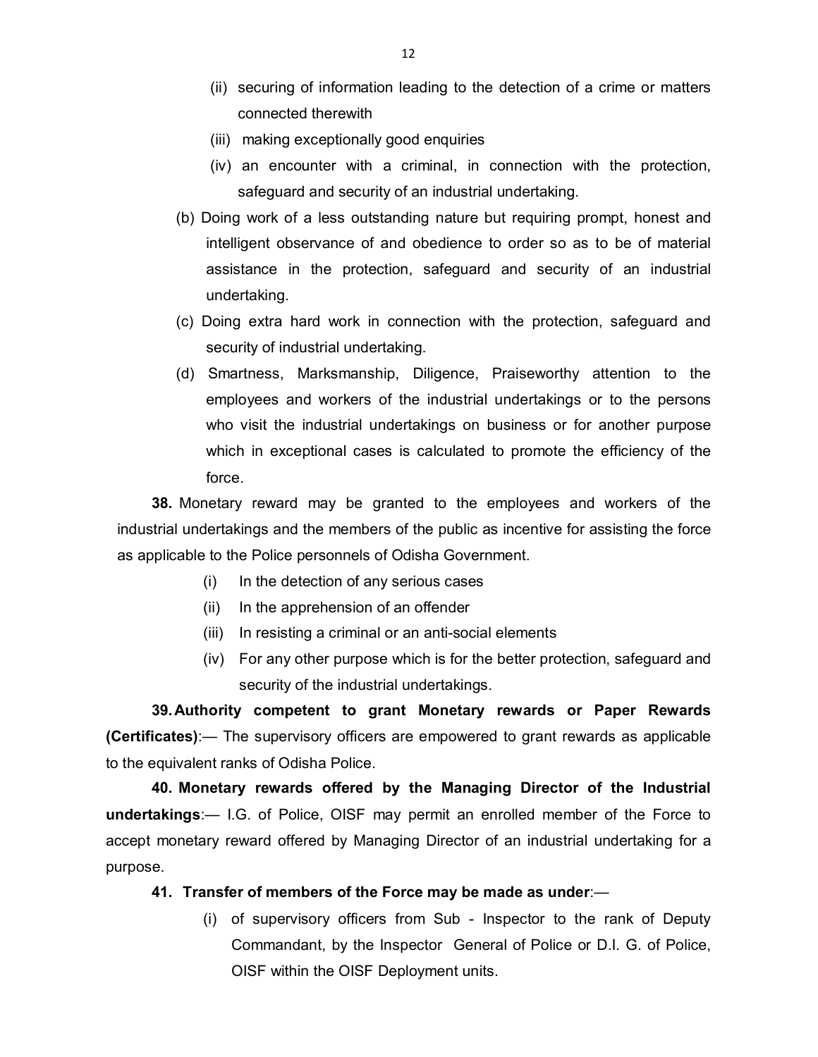(ii) securing of information leading to the detection of a crime or matters connected therewith

(iii) making exceptionally good enquiries

(iv) an encounter with a criminal, in connection with the protection, safeguard and security of an industrial undertaking.

(b) Doing work of a less outstanding nature but requiring prompt, honest and intelligent observance of and obedience to order so as to be of material assistance in the protection, safeguard and security of an industrial undertaking.

(c) Doing extra hard work in connection with the protection, safeguard and security of industrial undertaking.

(d) Smartness, Marksmanship, Diligence, Praiseworthy attention to the employees and workers of the industrial undertakings or to the persons who visit the industrial undertakings on business or for another purpose which in exceptional cases is calculated to promote the efficiency of the force.

**38.** Monetary reward may be granted to the employees and workers of the industrial undertakings and the members of the public as incentive for assisting the force as applicable to the Police personnels of Odisha Government.

(i) In the detection of any serious cases

(ii) In the apprehension of an offender

(iii) In resisting a criminal or an anti-social elements

(iv) For any other purpose which is for the better protection, safeguard and security of the industrial undertakings.

**39. Authority competent to grant Monetary rewards or Paper Rewards (Certificates)**:— The supervisory officers are empowered to grant rewards as applicable to the equivalent ranks of Odisha Police.

**40. Monetary rewards offered by the Managing Director of the Industrial undertakings**:— I.G. of Police, OISF may permit an enrolled member of the Force to accept monetary reward offered by Managing Director of an industrial undertaking for a purpose.

**41. Transfer of members of the Force may be made as under**:—

(i) of supervisory officers from Sub - Inspector to the rank of Deputy Commandant, by the Inspector General of Police or D.I. G. of Police, OISF within the OISF Deployment units.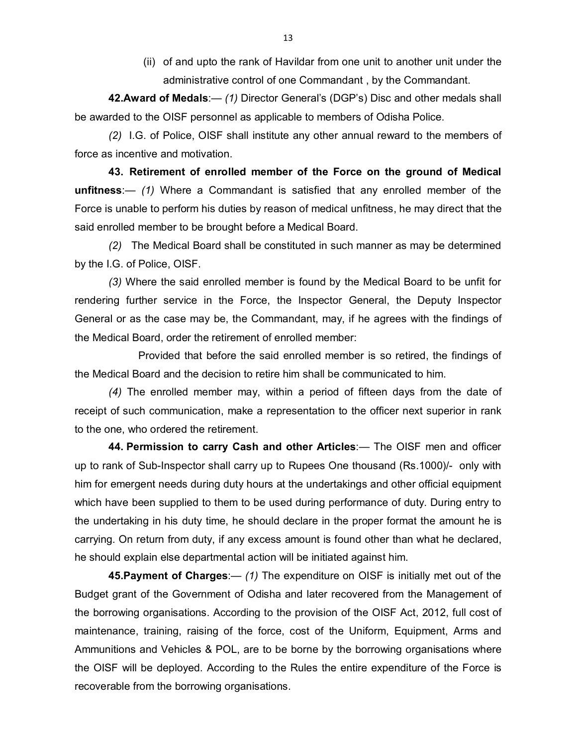(ii) of and upto the rank of Havildar from one unit to another unit under the administrative control of one Commandant , by the Commandant.

**42.Award of Medals**:— *(1)* Director General's (DGP's) Disc and other medals shall be awarded to the OISF personnel as applicable to members of Odisha Police.

*(2)* I.G. of Police, OISF shall institute any other annual reward to the members of force as incentive and motivation.

**43. Retirement of enrolled member of the Force on the ground of Medical unfitness**:— *(1)* Where a Commandant is satisfied that any enrolled member of the Force is unable to perform his duties by reason of medical unfitness, he may direct that the said enrolled member to be brought before a Medical Board.

*(2)* The Medical Board shall be constituted in such manner as may be determined by the I.G. of Police, OISF.

*(3)* Where the said enrolled member is found by the Medical Board to be unfit for rendering further service in the Force, the Inspector General, the Deputy Inspector General or as the case may be, the Commandant, may, if he agrees with the findings of the Medical Board, order the retirement of enrolled member:

Provided that before the said enrolled member is so retired, the findings of the Medical Board and the decision to retire him shall be communicated to him.

*(4)* The enrolled member may, within a period of fifteen days from the date of receipt of such communication, make a representation to the officer next superior in rank to the one, who ordered the retirement.

**44. Permission to carry Cash and other Articles**:— The OISF men and officer up to rank of Sub-Inspector shall carry up to Rupees One thousand (Rs.1000)/- only with him for emergent needs during duty hours at the undertakings and other official equipment which have been supplied to them to be used during performance of duty. During entry to the undertaking in his duty time, he should declare in the proper format the amount he is carrying. On return from duty, if any excess amount is found other than what he declared, he should explain else departmental action will be initiated against him.

**45.Payment of Charges**:— *(1)* The expenditure on OISF is initially met out of the Budget grant of the Government of Odisha and later recovered from the Management of the borrowing organisations. According to the provision of the OISF Act, 2012, full cost of maintenance, training, raising of the force, cost of the Uniform, Equipment, Arms and Ammunitions and Vehicles & POL, are to be borne by the borrowing organisations where the OISF will be deployed. According to the Rules the entire expenditure of the Force is recoverable from the borrowing organisations.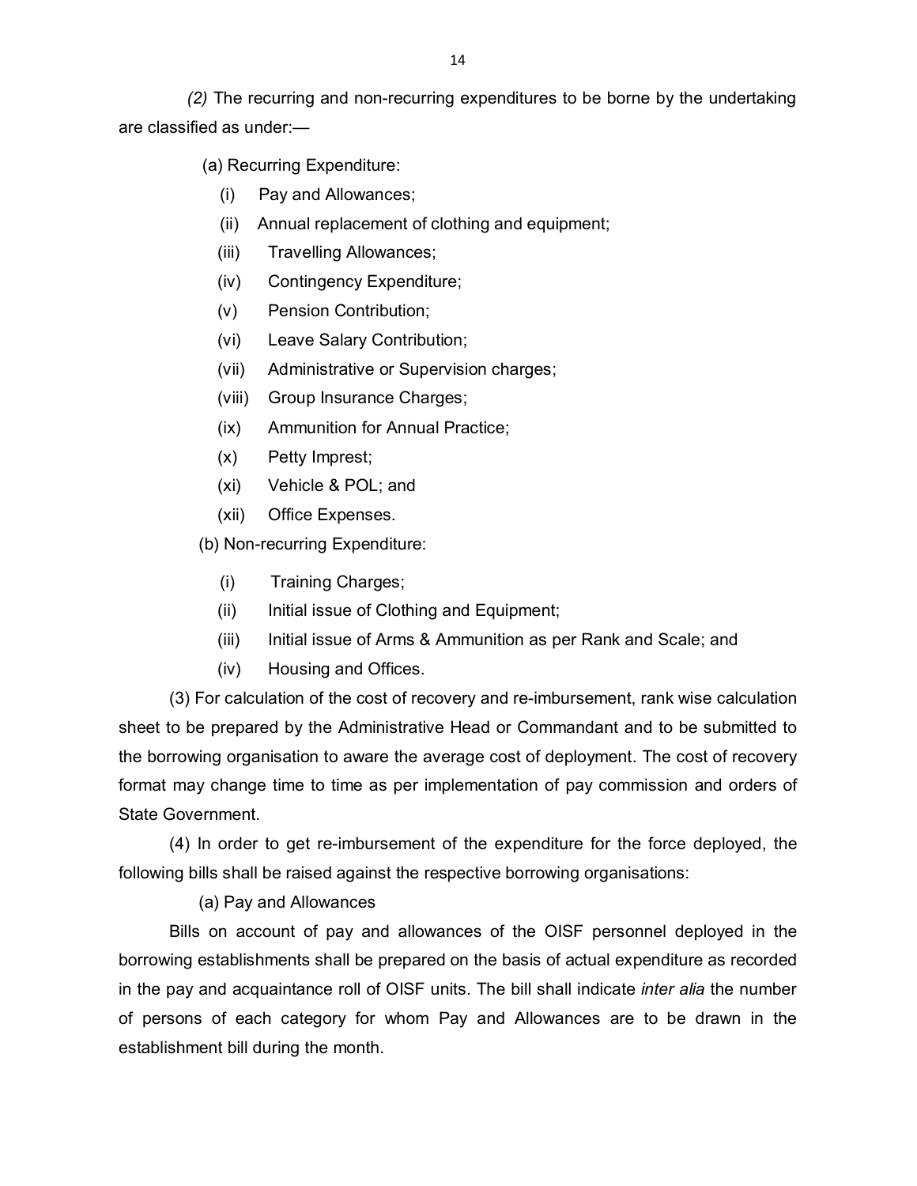*(2)* The recurring and non-recurring expenditures to be borne by the undertaking are classified as under:—

(a) Recurring Expenditure:

(i) Pay and Allowances;

(ii) Annual replacement of clothing and equipment;

(iii) Travelling Allowances;

(iv) Contingency Expenditure;

(v) Pension Contribution;

(vi) Leave Salary Contribution;

(vii) Administrative or Supervision charges;

(viii) Group Insurance Charges;

(ix) Ammunition for Annual Practice;

(x) Petty Imprest;

(xi) Vehicle & POL; and

(xii) Office Expenses.

(b) Non-recurring Expenditure:

(i) Training Charges;

(ii) Initial issue of Clothing and Equipment;

(iii) Initial issue of Arms & Ammunition as per Rank and Scale; and

(iv) Housing and Offices.

(3) For calculation of the cost of recovery and re-imbursement, rank wise calculation sheet to be prepared by the Administrative Head or Commandant and to be submitted to the borrowing organisation to aware the average cost of deployment. The cost of recovery format may change time to time as per implementation of pay commission and orders of State Government.

(4) In order to get re-imbursement of the expenditure for the force deployed, the following bills shall be raised against the respective borrowing organisations:

(a) Pay and Allowances

Bills on account of pay and allowances of the OISF personnel deployed in the borrowing establishments shall be prepared on the basis of actual expenditure as recorded in the pay and acquaintance roll of OISF units. The bill shall indicate *inter alia* the number of persons of each category for whom Pay and Allowances are to be drawn in the establishment bill during the month.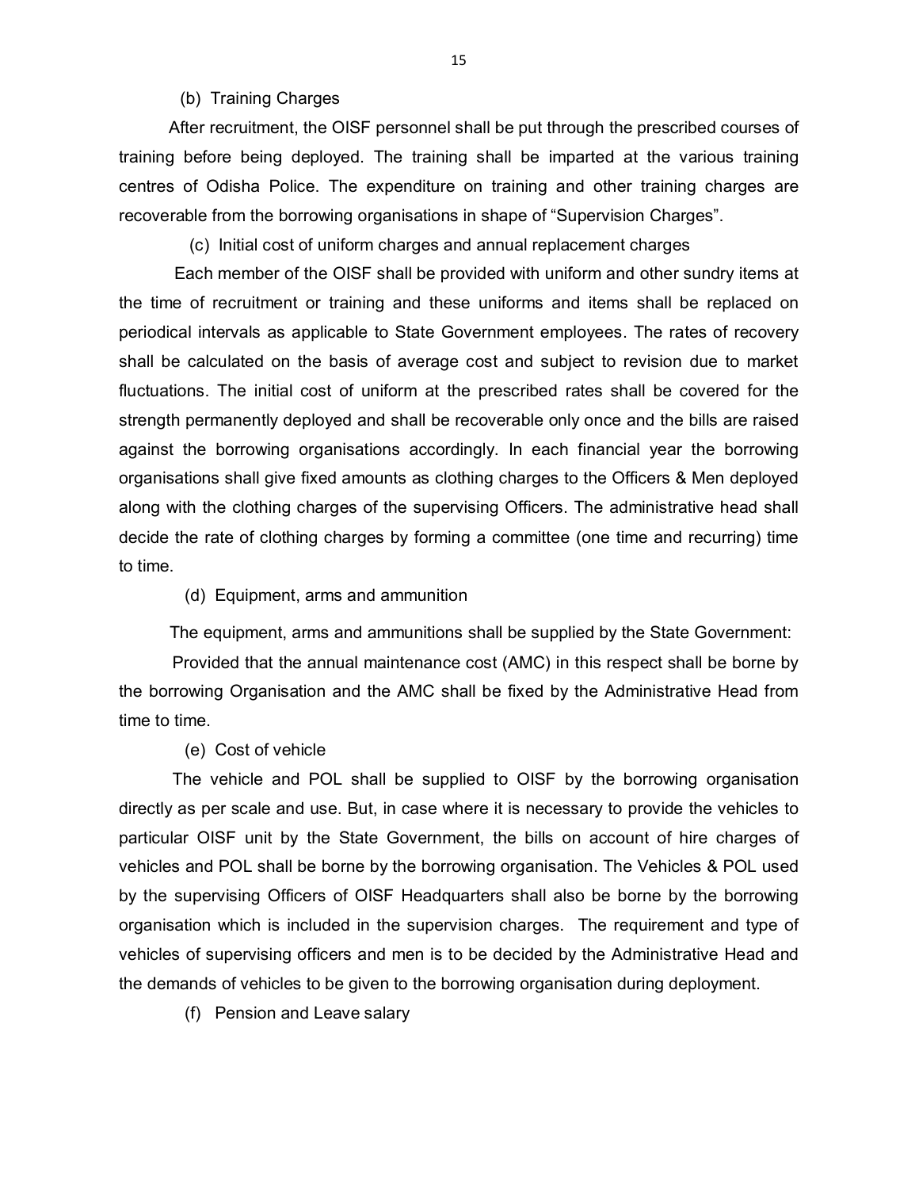(b) Training Charges

After recruitment, the OISF personnel shall be put through the prescribed courses of training before being deployed. The training shall be imparted at the various training centres of Odisha Police. The expenditure on training and other training charges are recoverable from the borrowing organisations in shape of "Supervision Charges".

(c) Initial cost of uniform charges and annual replacement charges

Each member of the OISF shall be provided with uniform and other sundry items at the time of recruitment or training and these uniforms and items shall be replaced on periodical intervals as applicable to State Government employees. The rates of recovery shall be calculated on the basis of average cost and subject to revision due to market fluctuations. The initial cost of uniform at the prescribed rates shall be covered for the strength permanently deployed and shall be recoverable only once and the bills are raised against the borrowing organisations accordingly. In each financial year the borrowing organisations shall give fixed amounts as clothing charges to the Officers & Men deployed along with the clothing charges of the supervising Officers. The administrative head shall decide the rate of clothing charges by forming a committee (one time and recurring) time to time.

(d) Equipment, arms and ammunition

The equipment, arms and ammunitions shall be supplied by the State Government:

Provided that the annual maintenance cost (AMC) in this respect shall be borne by the borrowing Organisation and the AMC shall be fixed by the Administrative Head from time to time.

(e) Cost of vehicle

The vehicle and POL shall be supplied to OISF by the borrowing organisation directly as per scale and use. But, in case where it is necessary to provide the vehicles to particular OISF unit by the State Government, the bills on account of hire charges of vehicles and POL shall be borne by the borrowing organisation. The Vehicles & POL used by the supervising Officers of OISF Headquarters shall also be borne by the borrowing organisation which is included in the supervision charges. The requirement and type of vehicles of supervising officers and men is to be decided by the Administrative Head and the demands of vehicles to be given to the borrowing organisation during deployment.

(f) Pension and Leave salary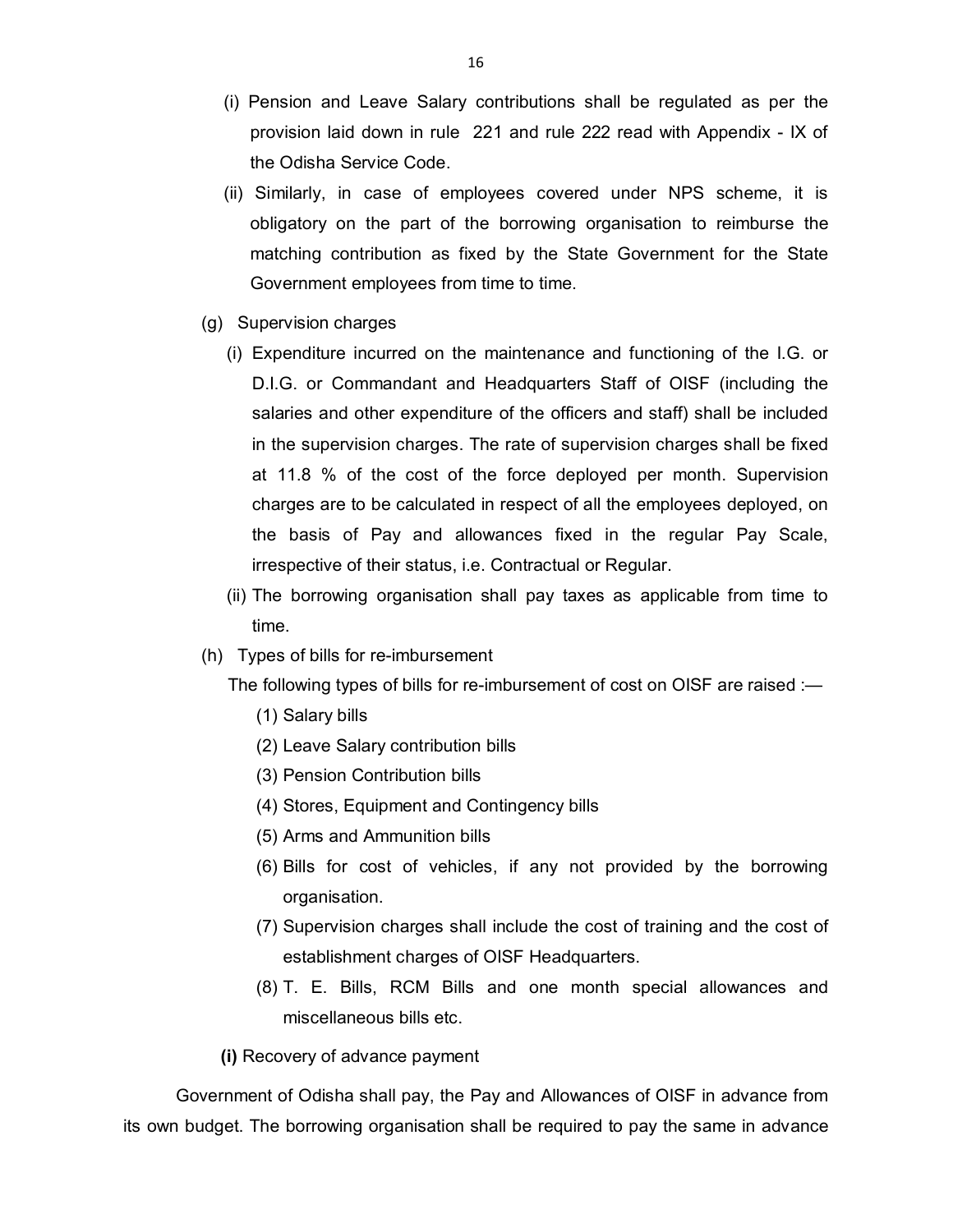(i) Pension and Leave Salary contributions shall be regulated as per the provision laid down in rule 221 and rule 222 read with Appendix - IX of the Odisha Service Code.

(ii) Similarly, in case of employees covered under NPS scheme, it is obligatory on the part of the borrowing organisation to reimburse the matching contribution as fixed by the State Government for the State Government employees from time to time.

(g) Supervision charges

(i) Expenditure incurred on the maintenance and functioning of the I.G. or D.I.G. or Commandant and Headquarters Staff of OISF (including the salaries and other expenditure of the officers and staff) shall be included in the supervision charges. The rate of supervision charges shall be fixed at 11.8 % of the cost of the force deployed per month. Supervision charges are to be calculated in respect of all the employees deployed, on the basis of Pay and allowances fixed in the regular Pay Scale, irrespective of their status, i.e. Contractual or Regular.

(ii) The borrowing organisation shall pay taxes as applicable from time to time.

(h) Types of bills for re-imbursement

The following types of bills for re-imbursement of cost on OISF are raised :—

(1) Salary bills

(2) Leave Salary contribution bills

(3) Pension Contribution bills

(4) Stores, Equipment and Contingency bills

(5) Arms and Ammunition bills

(6) Bills for cost of vehicles, if any not provided by the borrowing organisation.

(7) Supervision charges shall include the cost of training and the cost of establishment charges of OISF Headquarters.

(8) T. E. Bills, RCM Bills and one month special allowances and miscellaneous bills etc.

**(i)** Recovery of advance payment

Government of Odisha shall pay, the Pay and Allowances of OISF in advance from its own budget. The borrowing organisation shall be required to pay the same in advance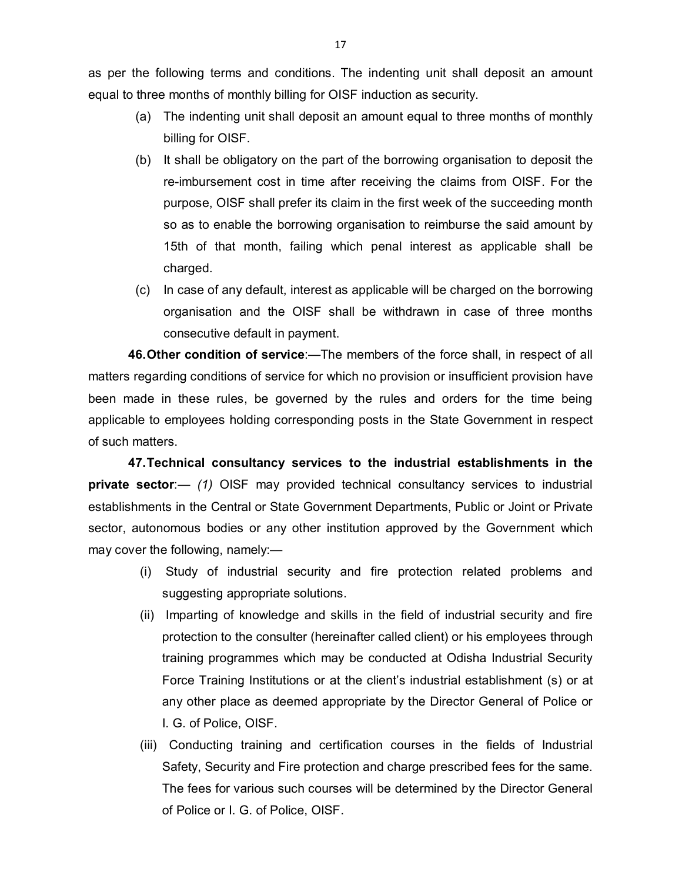as per the following terms and conditions. The indenting unit shall deposit an amount equal to three months of monthly billing for OISF induction as security.

(a) The indenting unit shall deposit an amount equal to three months of monthly billing for OISF.

(b) It shall be obligatory on the part of the borrowing organisation to deposit the re-imbursement cost in time after receiving the claims from OISF. For the purpose, OISF shall prefer its claim in the first week of the succeeding month so as to enable the borrowing organisation to reimburse the said amount by 15th of that month, failing which penal interest as applicable shall be charged.

(c) In case of any default, interest as applicable will be charged on the borrowing organisation and the OISF shall be withdrawn in case of three months consecutive default in payment.

**46. Other condition of service**:—The members of the force shall, in respect of all matters regarding conditions of service for which no provision or insufficient provision have been made in these rules, be governed by the rules and orders for the time being applicable to employees holding corresponding posts in the State Government in respect of such matters.

**47. Technical consultancy services to the industrial establishments in the private sector**:— *(1)* OISF may provided technical consultancy services to industrial establishments in the Central or State Government Departments, Public or Joint or Private sector, autonomous bodies or any other institution approved by the Government which may cover the following, namely:—

(i) Study of industrial security and fire protection related problems and suggesting appropriate solutions.

(ii) Imparting of knowledge and skills in the field of industrial security and fire protection to the consulter (hereinafter called client) or his employees through training programmes which may be conducted at Odisha Industrial Security Force Training Institutions or at the client's industrial establishment (s) or at any other place as deemed appropriate by the Director General of Police or I. G. of Police, OISF.

(iii) Conducting training and certification courses in the fields of Industrial Safety, Security and Fire protection and charge prescribed fees for the same. The fees for various such courses will be determined by the Director General of Police or I. G. of Police, OISF.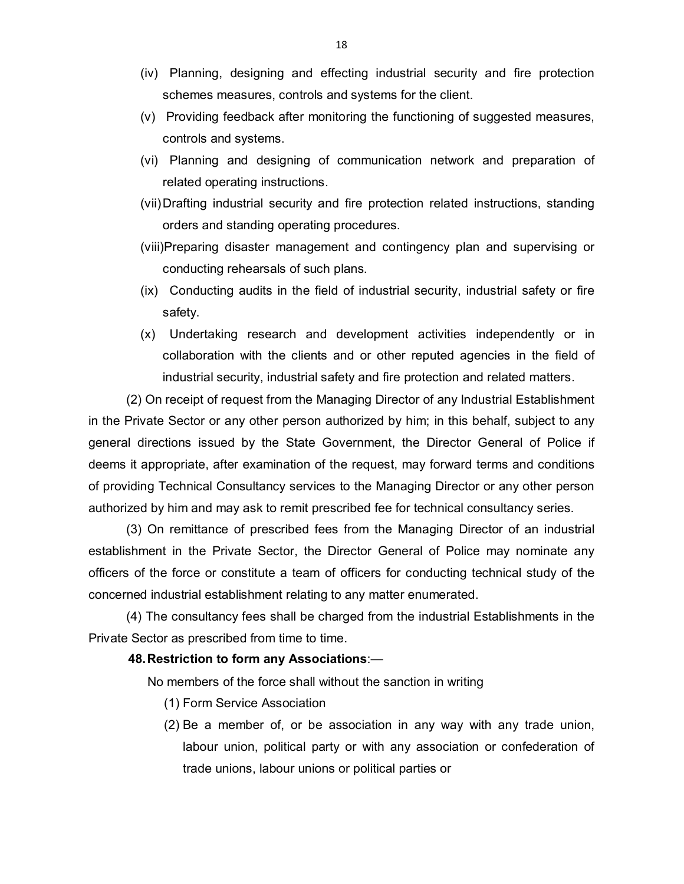(iv) Planning, designing and effecting industrial security and fire protection schemes measures, controls and systems for the client.

(v) Providing feedback after monitoring the functioning of suggested measures, controls and systems.

(vi) Planning and designing of communication network and preparation of related operating instructions.

(vii) Drafting industrial security and fire protection related instructions, standing orders and standing operating procedures.

(viii) Preparing disaster management and contingency plan and supervising or conducting rehearsals of such plans.

(ix) Conducting audits in the field of industrial security, industrial safety or fire safety.

(x) Undertaking research and development activities independently or in collaboration with the clients and or other reputed agencies in the field of industrial security, industrial safety and fire protection and related matters.

(2) On receipt of request from the Managing Director of any Industrial Establishment in the Private Sector or any other person authorized by him; in this behalf, subject to any general directions issued by the State Government, the Director General of Police if deems it appropriate, after examination of the request, may forward terms and conditions of providing Technical Consultancy services to the Managing Director or any other person authorized by him and may ask to remit prescribed fee for technical consultancy series.

(3) On remittance of prescribed fees from the Managing Director of an industrial establishment in the Private Sector, the Director General of Police may nominate any officers of the force or constitute a team of officers for conducting technical study of the concerned industrial establishment relating to any matter enumerated.

(4) The consultancy fees shall be charged from the industrial Establishments in the Private Sector as prescribed from time to time.

**48. Restriction to form any Associations**:—

No members of the force shall without the sanction in writing

(1) Form Service Association

(2) Be a member of, or be association in any way with any trade union, labour union, political party or with any association or confederation of trade unions, labour unions or political parties or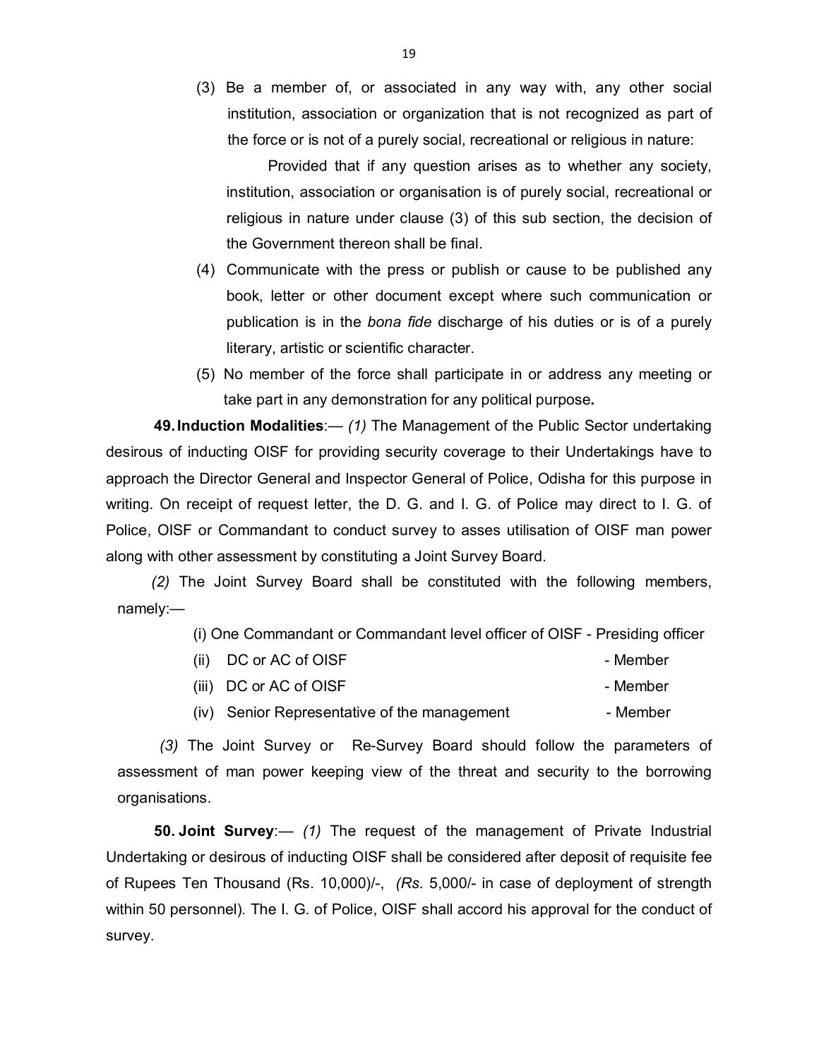(3) Be a member of, or associated in any way with, any other social institution, association or organization that is not recognized as part of the force or is not of a purely social, recreational or religious in nature:

Provided that if any question arises as to whether any society, institution, association or organisation is of purely social, recreational or religious in nature under clause (3) of this sub section, the decision of the Government thereon shall be final.

(4) Communicate with the press or publish or cause to be published any book, letter or other document except where such communication or publication is in the *bona fide* discharge of his duties or is of a purely literary, artistic or scientific character.

(5) No member of the force shall participate in or address any meeting or take part in any demonstration for any political purpose**.**

**49. Induction Modalities**:— *(1)* The Management of the Public Sector undertaking desirous of inducting OISF for providing security coverage to their Undertakings have to approach the Director General and Inspector General of Police, Odisha for this purpose in writing. On receipt of request letter, the D. G. and I. G. of Police may direct to I. G. of Police, OISF or Commandant to conduct survey to asses utilisation of OISF man power along with other assessment by constituting a Joint Survey Board.

*(2)* The Joint Survey Board shall be constituted with the following members, namely:—

(i) One Commandant or Commandant level officer of OISF - Presiding officer

(ii) DC or AC of OISF - Member

(iii) DC or AC of OISF - Member

(iv) Senior Representative of the management - Member

*(3)* The Joint Survey or Re-Survey Board should follow the parameters of assessment of man power keeping view of the threat and security to the borrowing organisations.

**50. Joint Survey**:— *(1)* The request of the management of Private Industrial Undertaking or desirous of inducting OISF shall be considered after deposit of requisite fee of Rupees Ten Thousand (Rs. 10,000)/-, *(Rs.* 5,000/- in case of deployment of strength within 50 personnel). The I. G. of Police, OISF shall accord his approval for the conduct of survey.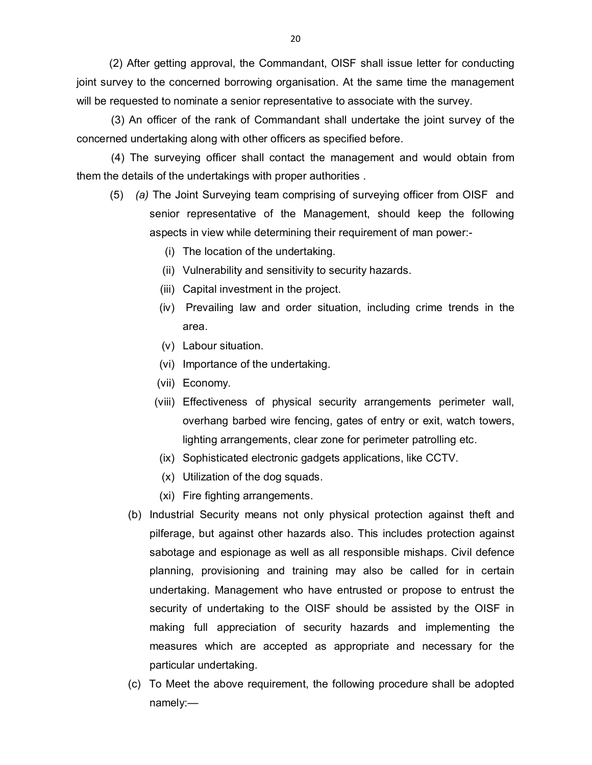(2) After getting approval, the Commandant, OISF shall issue letter for conducting joint survey to the concerned borrowing organisation. At the same time the management will be requested to nominate a senior representative to associate with the survey.

(3) An officer of the rank of Commandant shall undertake the joint survey of the concerned undertaking along with other officers as specified before.

(4) The surveying officer shall contact the management and would obtain from them the details of the undertakings with proper authorities .

(5) *(a)* The Joint Surveying team comprising of surveying officer from OISF and senior representative of the Management, should keep the following aspects in view while determining their requirement of man power:-

   (i) The location of the undertaking.

   (ii) Vulnerability and sensitivity to security hazards.

   (iii) Capital investment in the project.

   (iv) Prevailing law and order situation, including crime trends in the area.

   (v) Labour situation.

   (vi) Importance of the undertaking.

   (vii) Economy.

   (viii) Effectiveness of physical security arrangements perimeter wall, overhang barbed wire fencing, gates of entry or exit, watch towers, lighting arrangements, clear zone for perimeter patrolling etc.

   (ix) Sophisticated electronic gadgets applications, like CCTV.

   (x) Utilization of the dog squads.

   (xi) Fire fighting arrangements.

(b) Industrial Security means not only physical protection against theft and pilferage, but against other hazards also. This includes protection against sabotage and espionage as well as all responsible mishaps. Civil defence planning, provisioning and training may also be called for in certain undertaking. Management who have entrusted or propose to entrust the security of undertaking to the OISF should be assisted by the OISF in making full appreciation of security hazards and implementing the measures which are accepted as appropriate and necessary for the particular undertaking.

(c) To Meet the above requirement, the following procedure shall be adopted namely:—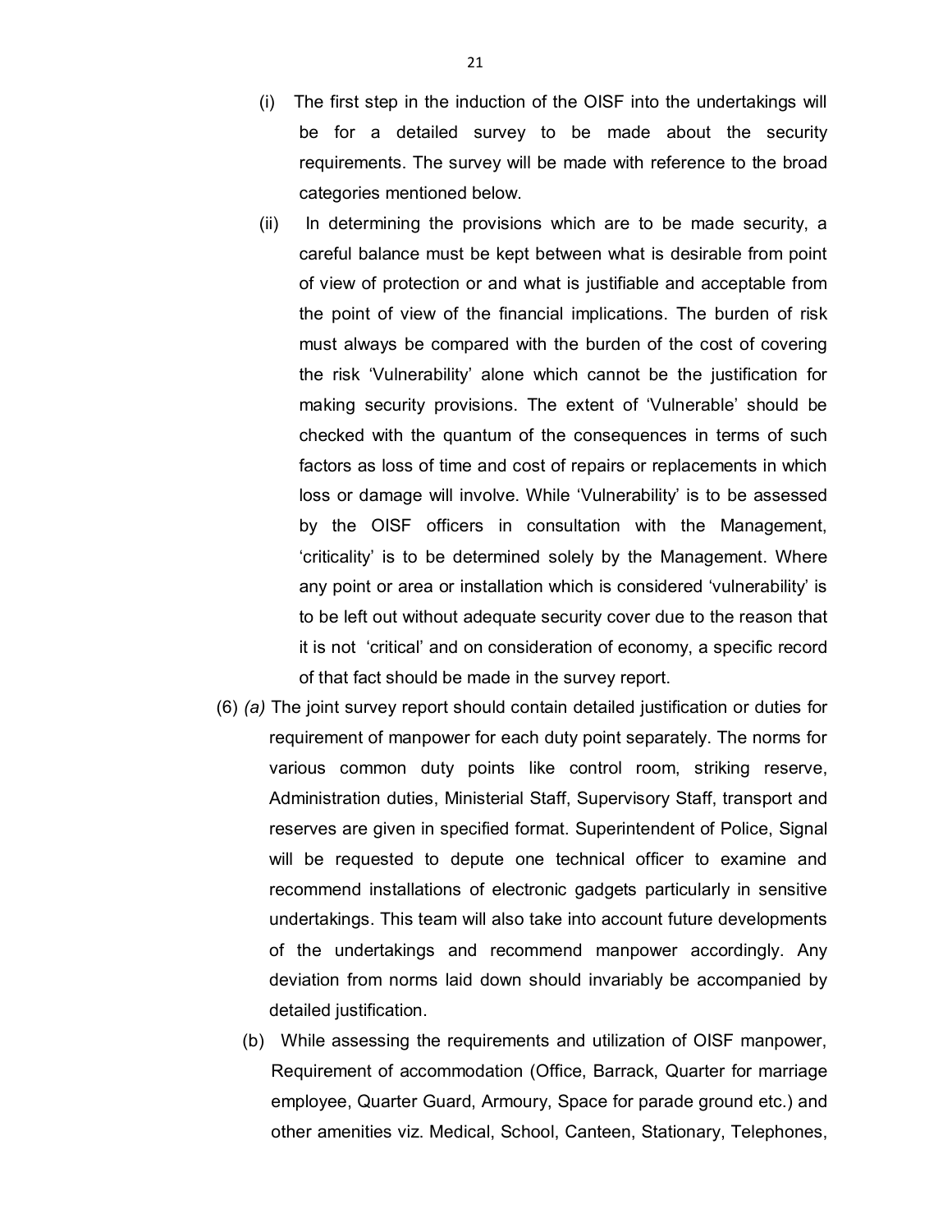(i) The first step in the induction of the OISF into the undertakings will be for a detailed survey to be made about the security requirements. The survey will be made with reference to the broad categories mentioned below.

(ii) In determining the provisions which are to be made security, a careful balance must be kept between what is desirable from point of view of protection or and what is justifiable and acceptable from the point of view of the financial implications. The burden of risk must always be compared with the burden of the cost of covering the risk 'Vulnerability' alone which cannot be the justification for making security provisions. The extent of 'Vulnerable' should be checked with the quantum of the consequences in terms of such factors as loss of time and cost of repairs or replacements in which loss or damage will involve. While 'Vulnerability' is to be assessed by the OISF officers in consultation with the Management, 'criticality' is to be determined solely by the Management. Where any point or area or installation which is considered 'vulnerability' is to be left out without adequate security cover due to the reason that it is not 'critical' and on consideration of economy, a specific record of that fact should be made in the survey report.

(6) *(a)* The joint survey report should contain detailed justification or duties for requirement of manpower for each duty point separately. The norms for various common duty points like control room, striking reserve, Administration duties, Ministerial Staff, Supervisory Staff, transport and reserves are given in specified format. Superintendent of Police, Signal will be requested to depute one technical officer to examine and recommend installations of electronic gadgets particularly in sensitive undertakings. This team will also take into account future developments of the undertakings and recommend manpower accordingly. Any deviation from norms laid down should invariably be accompanied by detailed justification.

(b) While assessing the requirements and utilization of OISF manpower, Requirement of accommodation (Office, Barrack, Quarter for marriage employee, Quarter Guard, Armoury, Space for parade ground etc.) and other amenities viz. Medical, School, Canteen, Stationary, Telephones,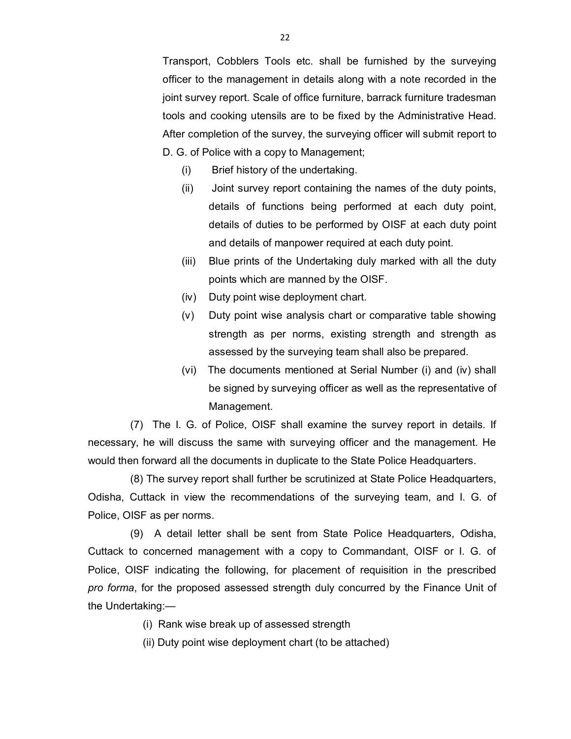Transport, Cobblers Tools etc. shall be furnished by the surveying officer to the management in details along with a note recorded in the joint survey report. Scale of office furniture, barrack furniture tradesman tools and cooking utensils are to be fixed by the Administrative Head. After completion of the survey, the surveying officer will submit report to D. G. of Police with a copy to Management;

(i) Brief history of the undertaking.

(ii) Joint survey report containing the names of the duty points, details of functions being performed at each duty point, details of duties to be performed by OISF at each duty point and details of manpower required at each duty point.

(iii) Blue prints of the Undertaking duly marked with all the duty points which are manned by the OISF.

(iv) Duty point wise deployment chart.

(v) Duty point wise analysis chart or comparative table showing strength as per norms, existing strength and strength as assessed by the surveying team shall also be prepared.

(vi) The documents mentioned at Serial Number (i) and (iv) shall be signed by surveying officer as well as the representative of Management.

(7) The I. G. of Police, OISF shall examine the survey report in details. If necessary, he will discuss the same with surveying officer and the management. He would then forward all the documents in duplicate to the State Police Headquarters.

(8) The survey report shall further be scrutinized at State Police Headquarters, Odisha, Cuttack in view the recommendations of the surveying team, and I. G. of Police, OISF as per norms.

(9) A detail letter shall be sent from State Police Headquarters, Odisha, Cuttack to concerned management with a copy to Commandant, OISF or I. G. of Police, OISF indicating the following, for placement of requisition in the prescribed *pro forma*, for the proposed assessed strength duly concurred by the Finance Unit of the Undertaking:—

(i) Rank wise break up of assessed strength

(ii) Duty point wise deployment chart (to be attached)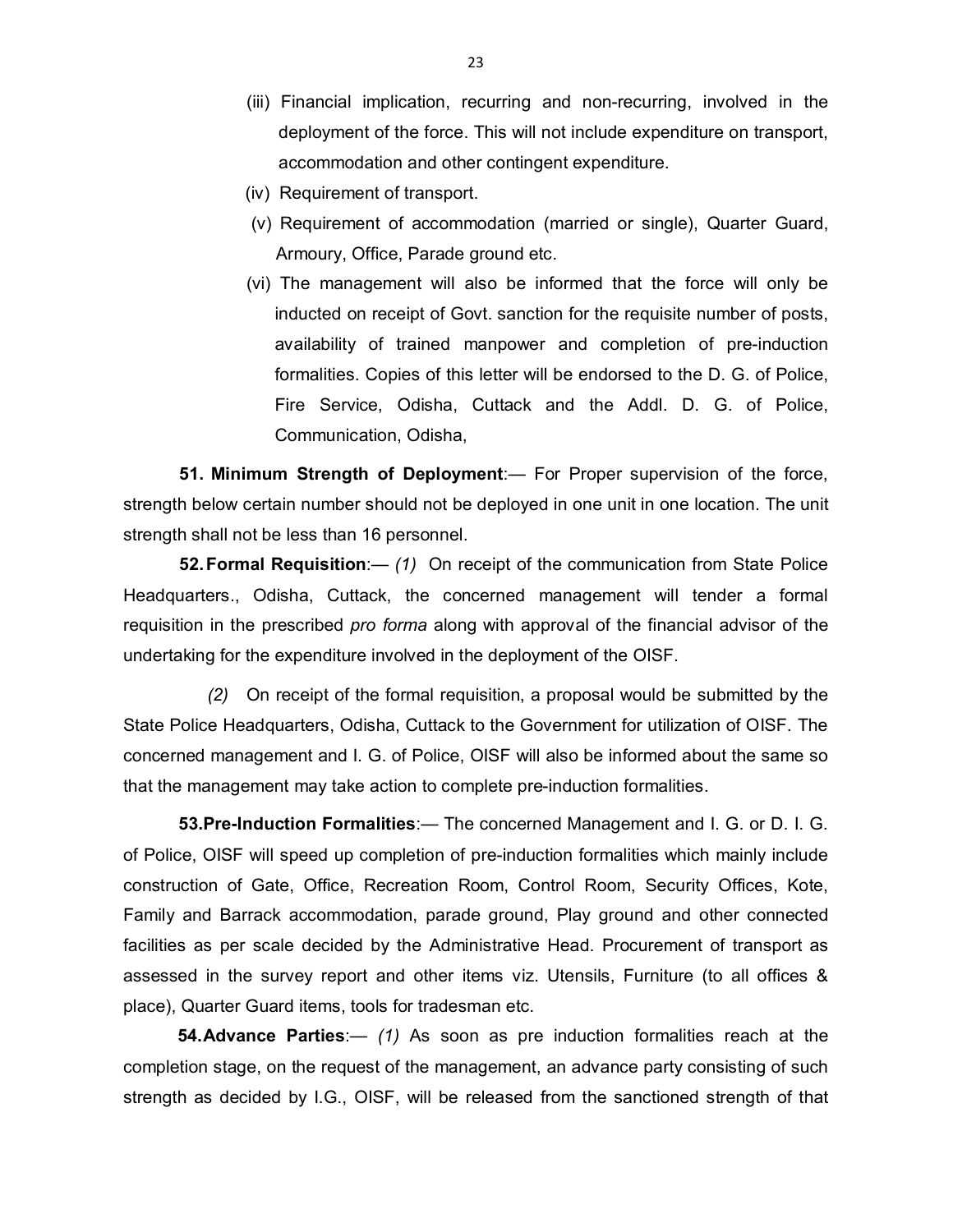(iii) Financial implication, recurring and non-recurring, involved in the deployment of the force. This will not include expenditure on transport, accommodation and other contingent expenditure.

(iv) Requirement of transport.

(v) Requirement of accommodation (married or single), Quarter Guard, Armoury, Office, Parade ground etc.

(vi) The management will also be informed that the force will only be inducted on receipt of Govt. sanction for the requisite number of posts, availability of trained manpower and completion of pre-induction formalities. Copies of this letter will be endorsed to the D. G. of Police, Fire Service, Odisha, Cuttack and the Addl. D. G. of Police, Communication, Odisha,

**51. Minimum Strength of Deployment**:— For Proper supervision of the force, strength below certain number should not be deployed in one unit in one location. The unit strength shall not be less than 16 personnel.

**52. Formal Requisition**:— *(1)* On receipt of the communication from State Police Headquarters., Odisha, Cuttack, the concerned management will tender a formal requisition in the prescribed *pro forma* along with approval of the financial advisor of the undertaking for the expenditure involved in the deployment of the OISF.

*(2)* On receipt of the formal requisition, a proposal would be submitted by the State Police Headquarters, Odisha, Cuttack to the Government for utilization of OISF. The concerned management and I. G. of Police, OISF will also be informed about the same so that the management may take action to complete pre-induction formalities.

**53. Pre-Induction Formalities**:— The concerned Management and I. G. or D. I. G. of Police, OISF will speed up completion of pre-induction formalities which mainly include construction of Gate, Office, Recreation Room, Control Room, Security Offices, Kote, Family and Barrack accommodation, parade ground, Play ground and other connected facilities as per scale decided by the Administrative Head. Procurement of transport as assessed in the survey report and other items viz. Utensils, Furniture (to all offices & place), Quarter Guard items, tools for tradesman etc.

**54. Advance Parties**:— *(1)* As soon as pre induction formalities reach at the completion stage, on the request of the management, an advance party consisting of such strength as decided by I.G., OISF, will be released from the sanctioned strength of that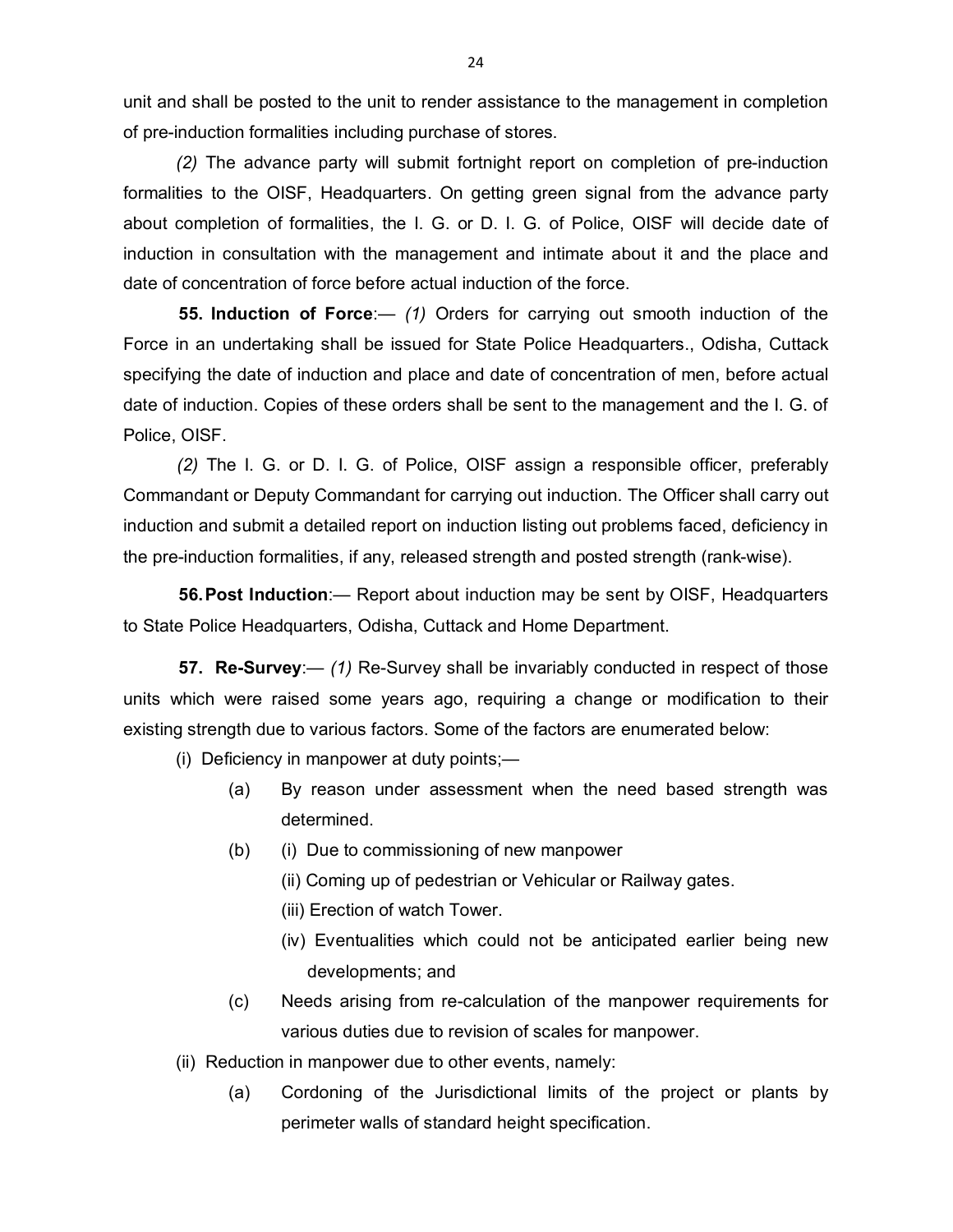unit and shall be posted to the unit to render assistance to the management in completion of pre-induction formalities including purchase of stores.

*(2)* The advance party will submit fortnight report on completion of pre-induction formalities to the OISF, Headquarters. On getting green signal from the advance party about completion of formalities, the I. G. or D. I. G. of Police, OISF will decide date of induction in consultation with the management and intimate about it and the place and date of concentration of force before actual induction of the force.

**55. Induction of Force**:— *(1)* Orders for carrying out smooth induction of the Force in an undertaking shall be issued for State Police Headquarters., Odisha, Cuttack specifying the date of induction and place and date of concentration of men, before actual date of induction. Copies of these orders shall be sent to the management and the I. G. of Police, OISF.

*(2)* The I. G. or D. I. G. of Police, OISF assign a responsible officer, preferably Commandant or Deputy Commandant for carrying out induction. The Officer shall carry out induction and submit a detailed report on induction listing out problems faced, deficiency in the pre-induction formalities, if any, released strength and posted strength (rank-wise).

**56. Post Induction**:— Report about induction may be sent by OISF, Headquarters to State Police Headquarters, Odisha, Cuttack and Home Department.

**57. Re-Survey**:— *(1)* Re-Survey shall be invariably conducted in respect of those units which were raised some years ago, requiring a change or modification to their existing strength due to various factors. Some of the factors are enumerated below:

(i) Deficiency in manpower at duty points;—

(a) By reason under assessment when the need based strength was determined.

(b) (i) Due to commissioning of new manpower

(ii) Coming up of pedestrian or Vehicular or Railway gates.

(iii) Erection of watch Tower.

(iv) Eventualities which could not be anticipated earlier being new developments; and

(c) Needs arising from re-calculation of the manpower requirements for various duties due to revision of scales for manpower.

(ii) Reduction in manpower due to other events, namely:

(a) Cordoning of the Jurisdictional limits of the project or plants by perimeter walls of standard height specification.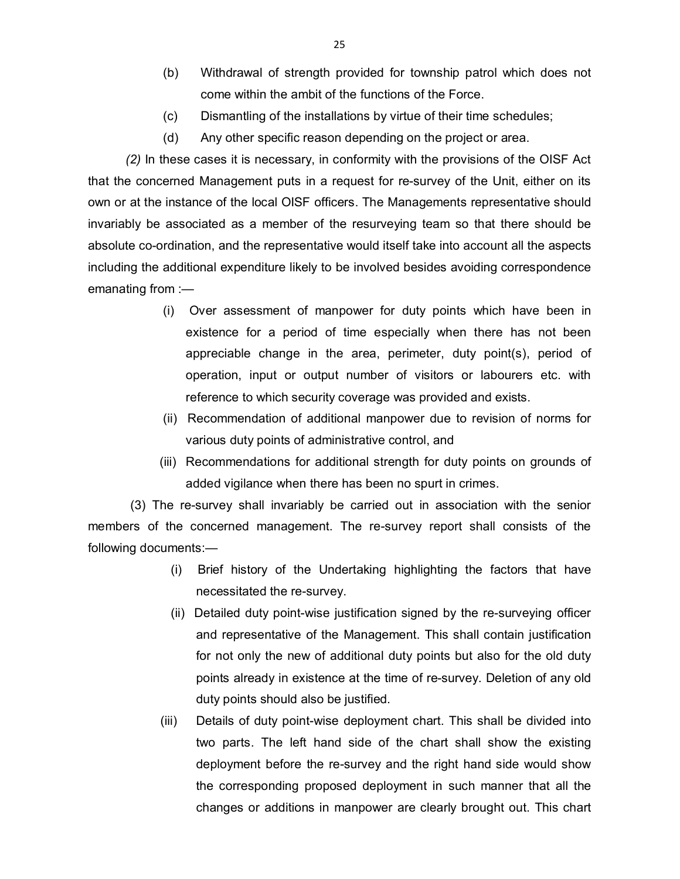(b) Withdrawal of strength provided for township patrol which does not come within the ambit of the functions of the Force.

(c) Dismantling of the installations by virtue of their time schedules;

(d) Any other specific reason depending on the project or area.

*(2)* In these cases it is necessary, in conformity with the provisions of the OISF Act that the concerned Management puts in a request for re-survey of the Unit, either on its own or at the instance of the local OISF officers. The Managements representative should invariably be associated as a member of the resurveying team so that there should be absolute co-ordination, and the representative would itself take into account all the aspects including the additional expenditure likely to be involved besides avoiding correspondence emanating from :—

(i) Over assessment of manpower for duty points which have been in existence for a period of time especially when there has not been appreciable change in the area, perimeter, duty point(s), period of operation, input or output number of visitors or labourers etc. with reference to which security coverage was provided and exists.

(ii) Recommendation of additional manpower due to revision of norms for various duty points of administrative control, and

(iii) Recommendations for additional strength for duty points on grounds of added vigilance when there has been no spurt in crimes.

(3) The re-survey shall invariably be carried out in association with the senior members of the concerned management. The re-survey report shall consists of the following documents:—

(i) Brief history of the Undertaking highlighting the factors that have necessitated the re-survey.

(ii) Detailed duty point-wise justification signed by the re-surveying officer and representative of the Management. This shall contain justification for not only the new of additional duty points but also for the old duty points already in existence at the time of re-survey. Deletion of any old duty points should also be justified.

(iii) Details of duty point-wise deployment chart. This shall be divided into two parts. The left hand side of the chart shall show the existing deployment before the re-survey and the right hand side would show the corresponding proposed deployment in such manner that all the changes or additions in manpower are clearly brought out. This chart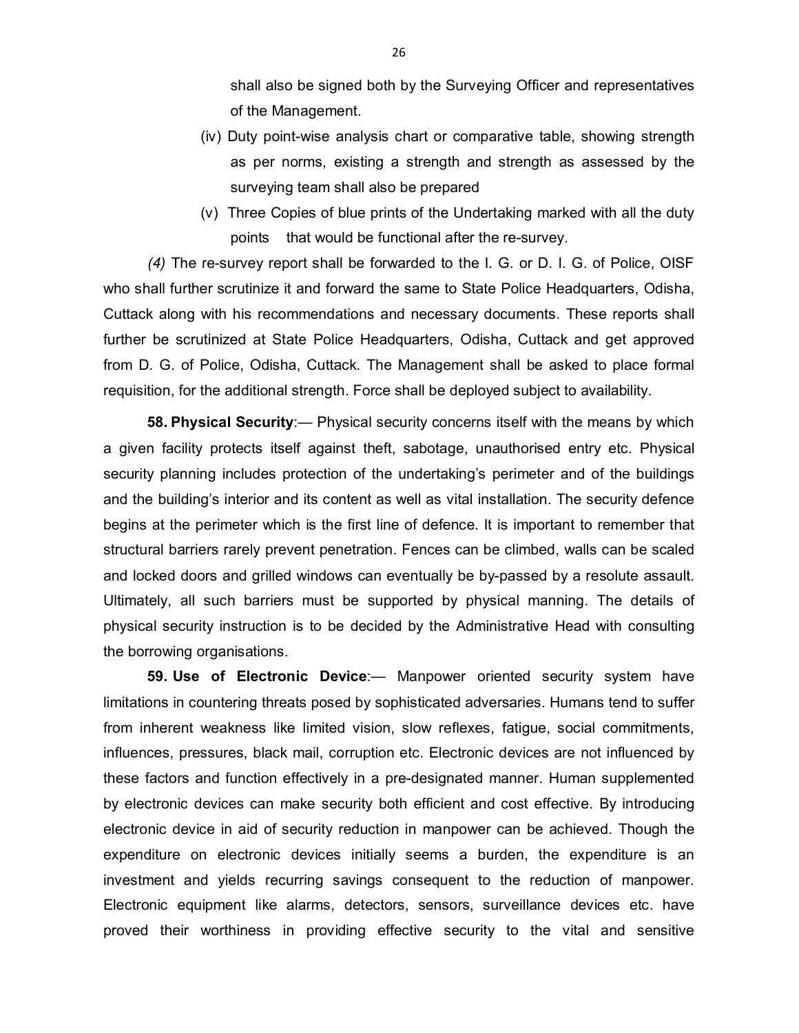shall also be signed both by the Surveying Officer and representatives of the Management.

(iv) Duty point-wise analysis chart or comparative table, showing strength as per norms, existing a strength and strength as assessed by the surveying team shall also be prepared

(v) Three Copies of blue prints of the Undertaking marked with all the duty points that would be functional after the re-survey.

*(4)* The re-survey report shall be forwarded to the I. G. or D. I. G. of Police, OISF who shall further scrutinize it and forward the same to State Police Headquarters, Odisha, Cuttack along with his recommendations and necessary documents. These reports shall further be scrutinized at State Police Headquarters, Odisha, Cuttack and get approved from D. G. of Police, Odisha, Cuttack. The Management shall be asked to place formal requisition, for the additional strength. Force shall be deployed subject to availability.

**58. Physical Security**:— Physical security concerns itself with the means by which a given facility protects itself against theft, sabotage, unauthorised entry etc. Physical security planning includes protection of the undertaking's perimeter and of the buildings and the building's interior and its content as well as vital installation. The security defence begins at the perimeter which is the first line of defence. It is important to remember that structural barriers rarely prevent penetration. Fences can be climbed, walls can be scaled and locked doors and grilled windows can eventually be by-passed by a resolute assault. Ultimately, all such barriers must be supported by physical manning. The details of physical security instruction is to be decided by the Administrative Head with consulting the borrowing organisations.

**59. Use of Electronic Device**:— Manpower oriented security system have limitations in countering threats posed by sophisticated adversaries. Humans tend to suffer from inherent weakness like limited vision, slow reflexes, fatigue, social commitments, influences, pressures, black mail, corruption etc. Electronic devices are not influenced by these factors and function effectively in a pre-designated manner. Human supplemented by electronic devices can make security both efficient and cost effective. By introducing electronic device in aid of security reduction in manpower can be achieved. Though the expenditure on electronic devices initially seems a burden, the expenditure is an investment and yields recurring savings consequent to the reduction of manpower. Electronic equipment like alarms, detectors, sensors, surveillance devices etc. have proved their worthiness in providing effective security to the vital and sensitive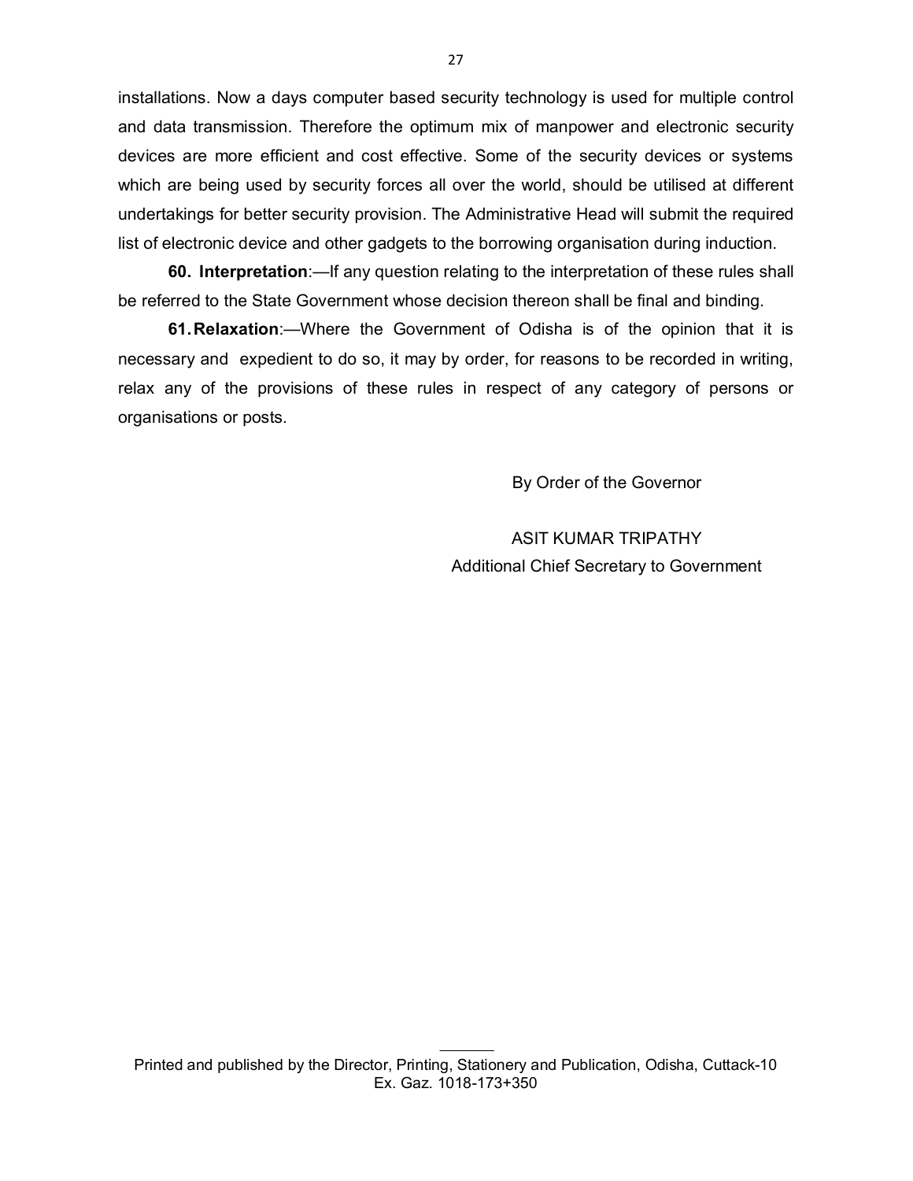installations. Now a days computer based security technology is used for multiple control and data transmission. Therefore the optimum mix of manpower and electronic security devices are more efficient and cost effective. Some of the security devices or systems which are being used by security forces all over the world, should be utilised at different undertakings for better security provision. The Administrative Head will submit the required list of electronic device and other gadgets to the borrowing organisation during induction.

**60. Interpretation**:—If any question relating to the interpretation of these rules shall be referred to the State Government whose decision thereon shall be final and binding.

**61. Relaxation**:—Where the Government of Odisha is of the opinion that it is necessary and expedient to do so, it may by order, for reasons to be recorded in writing, relax any of the provisions of these rules in respect of any category of persons or organisations or posts.

By Order of the Governor

ASIT KUMAR TRIPATHY
Additional Chief Secretary to Government

---

Printed and published by the Director, Printing, Stationery and Publication, Odisha, Cuttack-10
Ex. Gaz. 1018-173+350